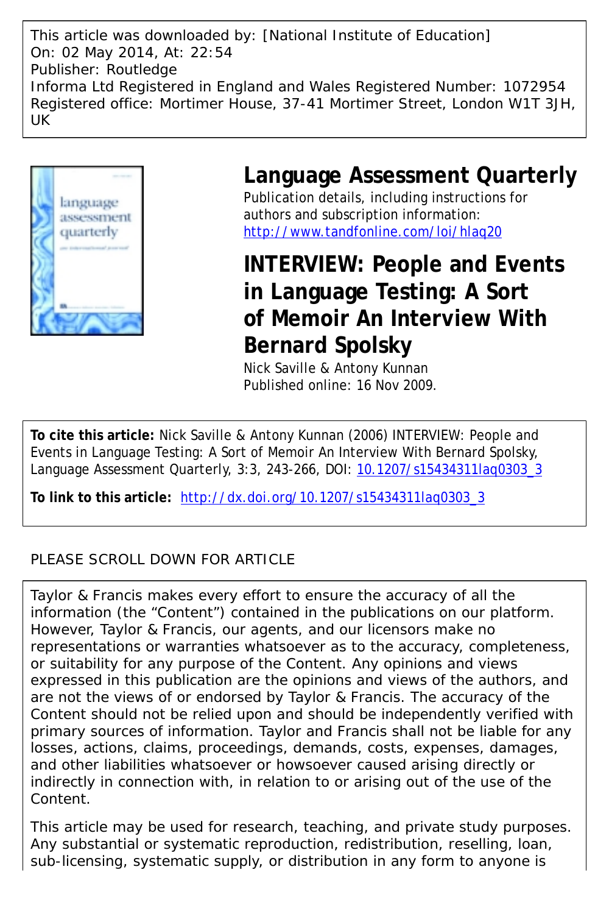This article was downloaded by: [National Institute of Education]
On: 02 May 2014, At: 22:54
Publisher: Routledge
Informa Ltd Registered in England and Wales Registered Number: 1072954
Registered office: Mortimer House, 37-41 Mortimer Street, London W1T 3JH, UK

# Language Assessment Quarterly

Publication details, including instructions for authors and subscription information:
http://www.tandfonline.com/loi/hlaq20

## INTERVIEW: People and Events in Language Testing: A Sort of Memoir An Interview With Bernard Spolsky

Nick Saville & Antony Kunnan

Published online: 16 Nov 2009.

**To cite this article:** Nick Saville & Antony Kunnan (2006) INTERVIEW: People and Events in Language Testing: A Sort of Memoir An Interview With Bernard Spolsky, Language Assessment Quarterly, 3:3, 243-266, DOI: 10.1207/s15434311laq0303_3

**To link to this article:** http://dx.doi.org/10.1207/s15434311laq0303_3

PLEASE SCROLL DOWN FOR ARTICLE

Taylor & Francis makes every effort to ensure the accuracy of all the information (the "Content") contained in the publications on our platform. However, Taylor & Francis, our agents, and our licensors make no representations or warranties whatsoever as to the accuracy, completeness, or suitability for any purpose of the Content. Any opinions and views expressed in this publication are the opinions and views of the authors, and are not the views of or endorsed by Taylor & Francis. The accuracy of the Content should not be relied upon and should be independently verified with primary sources of information. Taylor and Francis shall not be liable for any losses, actions, claims, proceedings, demands, costs, expenses, damages, and other liabilities whatsoever or howsoever caused arising directly or indirectly in connection with, in relation to or arising out of the use of the Content.

This article may be used for research, teaching, and private study purposes. Any substantial or systematic reproduction, redistribution, reselling, loan, sub-licensing, systematic supply, or distribution in any form to anyone is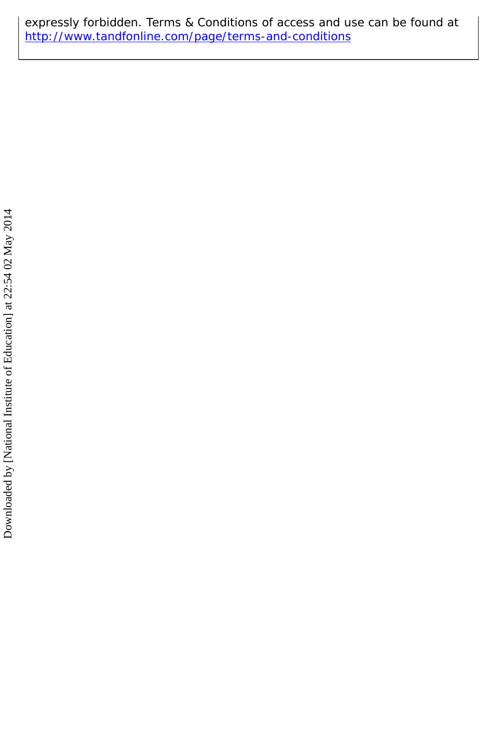expressly forbidden. Terms & Conditions of access and use can be found at http://www.tandfonline.com/page/terms-and-conditions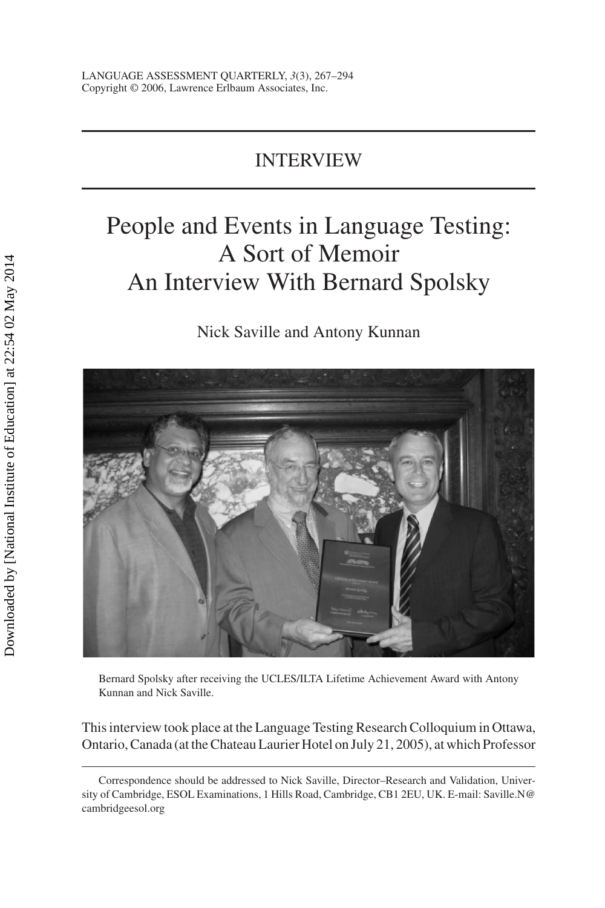# INTERVIEW

# People and Events in Language Testing: A Sort of Memoir An Interview With Bernard Spolsky

Nick Saville and Antony Kunnan

Bernard Spolsky after receiving the UCLES/ILTA Lifetime Achievement Award with Antony Kunnan and Nick Saville.

This interview took place at the Language Testing Research Colloquium in Ottawa, Ontario, Canada (at the Chateau Laurier Hotel on July 21, 2005), at which Professor

---

Correspondence should be addressed to Nick Saville, Director–Research and Validation, University of Cambridge, ESOL Examinations, 1 Hills Road, Cambridge, CB1 2EU, UK. E-mail: Saville.N@cambridgeesol.org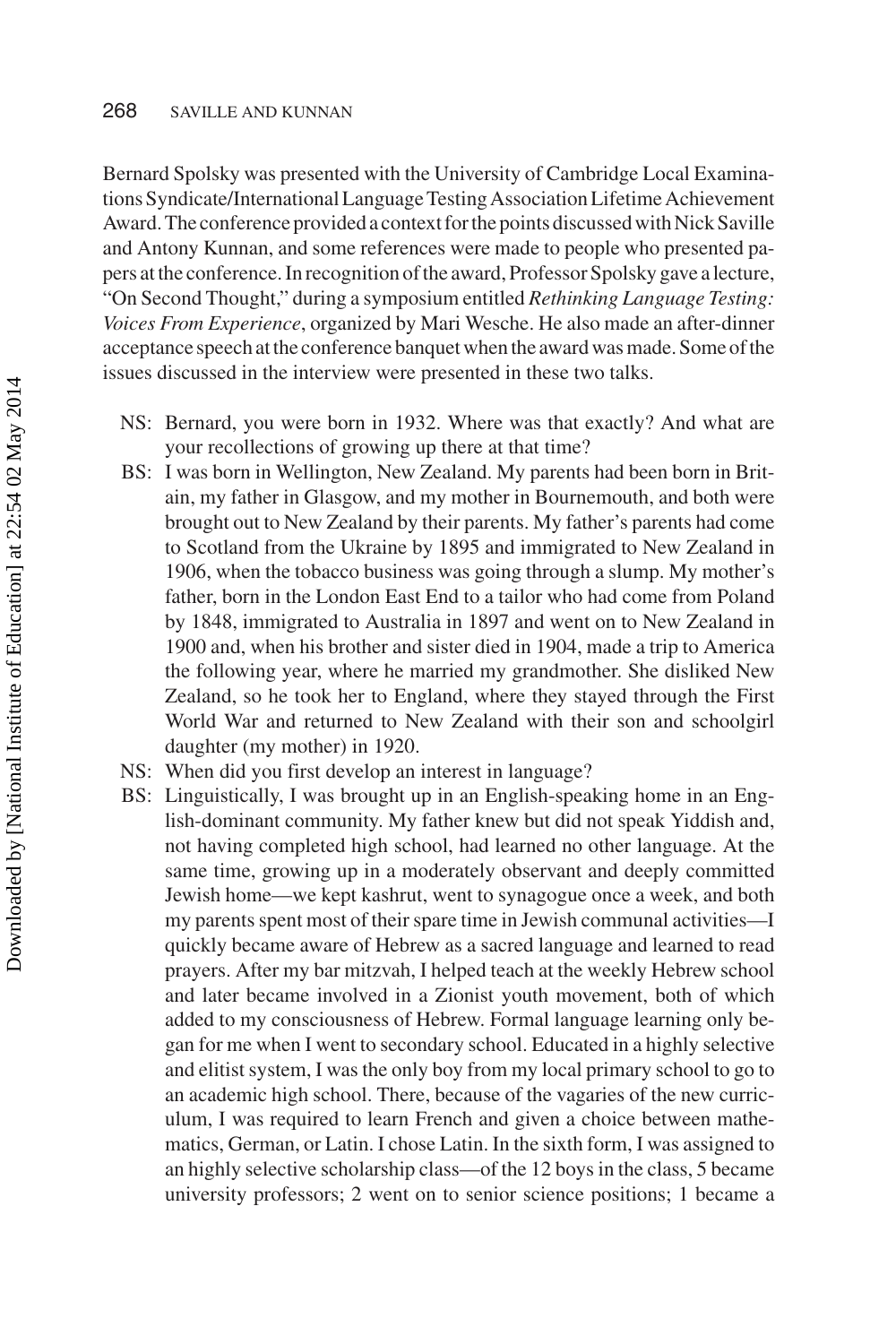Bernard Spolsky was presented with the University of Cambridge Local Examinations Syndicate/International Language Testing Association Lifetime Achievement Award. The conference provided a context for the points discussed with Nick Saville and Antony Kunnan, and some references were made to people who presented papers at the conference. In recognition of the award, Professor Spolsky gave a lecture, "On Second Thought," during a symposium entitled *Rethinking Language Testing: Voices From Experience*, organized by Mari Wesche. He also made an after-dinner acceptance speech at the conference banquet when the award was made. Some of the issues discussed in the interview were presented in these two talks.

NS: Bernard, you were born in 1932. Where was that exactly? And what are your recollections of growing up there at that time?

BS: I was born in Wellington, New Zealand. My parents had been born in Britain, my father in Glasgow, and my mother in Bournemouth, and both were brought out to New Zealand by their parents. My father's parents had come to Scotland from the Ukraine by 1895 and immigrated to New Zealand in 1906, when the tobacco business was going through a slump. My mother's father, born in the London East End to a tailor who had come from Poland by 1848, immigrated to Australia in 1897 and went on to New Zealand in 1900 and, when his brother and sister died in 1904, made a trip to America the following year, where he married my grandmother. She disliked New Zealand, so he took her to England, where they stayed through the First World War and returned to New Zealand with their son and schoolgirl daughter (my mother) in 1920.

NS: When did you first develop an interest in language?

BS: Linguistically, I was brought up in an English-speaking home in an English-dominant community. My father knew but did not speak Yiddish and, not having completed high school, had learned no other language. At the same time, growing up in a moderately observant and deeply committed Jewish home—we kept kashrut, went to synagogue once a week, and both my parents spent most of their spare time in Jewish communal activities—I quickly became aware of Hebrew as a sacred language and learned to read prayers. After my bar mitzvah, I helped teach at the weekly Hebrew school and later became involved in a Zionist youth movement, both of which added to my consciousness of Hebrew. Formal language learning only began for me when I went to secondary school. Educated in a highly selective and elitist system, I was the only boy from my local primary school to go to an academic high school. There, because of the vagaries of the new curriculum, I was required to learn French and given a choice between mathematics, German, or Latin. I chose Latin. In the sixth form, I was assigned to an highly selective scholarship class—of the 12 boys in the class, 5 became university professors; 2 went on to senior science positions; 1 became a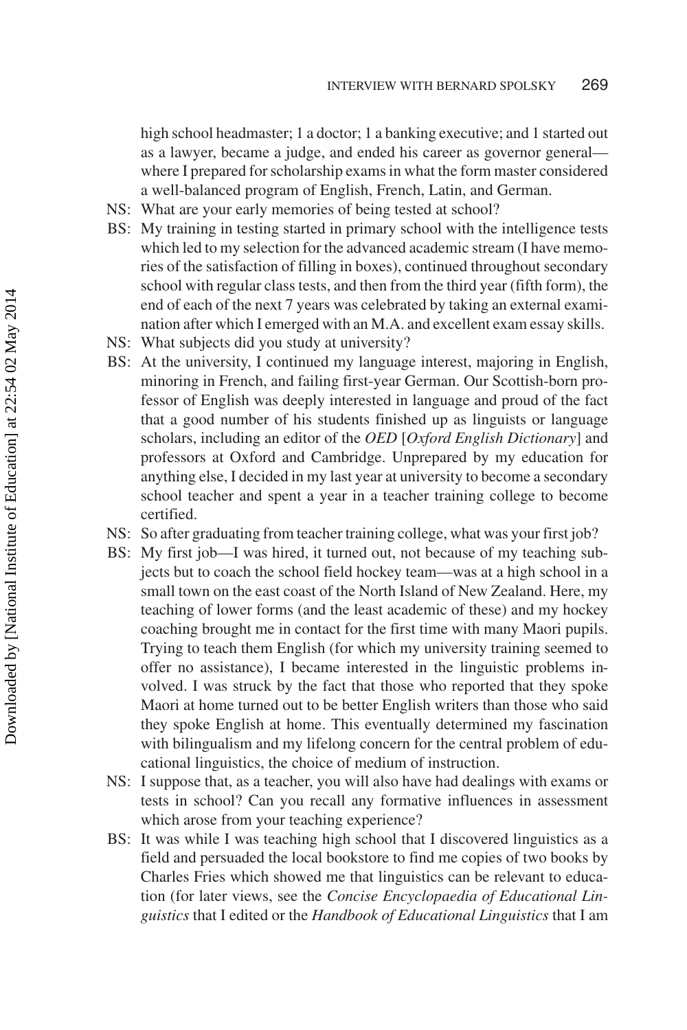high school headmaster; 1 a doctor; 1 a banking executive; and 1 started out as a lawyer, became a judge, and ended his career as governor general—where I prepared for scholarship exams in what the form master considered a well-balanced program of English, French, Latin, and German.

NS: What are your early memories of being tested at school?

BS: My training in testing started in primary school with the intelligence tests which led to my selection for the advanced academic stream (I have memories of the satisfaction of filling in boxes), continued throughout secondary school with regular class tests, and then from the third year (fifth form), the end of each of the next 7 years was celebrated by taking an external examination after which I emerged with an M.A. and excellent exam essay skills.

NS: What subjects did you study at university?

BS: At the university, I continued my language interest, majoring in English, minoring in French, and failing first-year German. Our Scottish-born professor of English was deeply interested in language and proud of the fact that a good number of his students finished up as linguists or language scholars, including an editor of the *OED* [*Oxford English Dictionary*] and professors at Oxford and Cambridge. Unprepared by my education for anything else, I decided in my last year at university to become a secondary school teacher and spent a year in a teacher training college to become certified.

NS: So after graduating from teacher training college, what was your first job?

BS: My first job—I was hired, it turned out, not because of my teaching subjects but to coach the school field hockey team—was at a high school in a small town on the east coast of the North Island of New Zealand. Here, my teaching of lower forms (and the least academic of these) and my hockey coaching brought me in contact for the first time with many Maori pupils. Trying to teach them English (for which my university training seemed to offer no assistance), I became interested in the linguistic problems involved. I was struck by the fact that those who reported that they spoke Maori at home turned out to be better English writers than those who said they spoke English at home. This eventually determined my fascination with bilingualism and my lifelong concern for the central problem of educational linguistics, the choice of medium of instruction.

NS: I suppose that, as a teacher, you will also have had dealings with exams or tests in school? Can you recall any formative influences in assessment which arose from your teaching experience?

BS: It was while I was teaching high school that I discovered linguistics as a field and persuaded the local bookstore to find me copies of two books by Charles Fries which showed me that linguistics can be relevant to education (for later views, see the *Concise Encyclopaedia of Educational Linguistics* that I edited or the *Handbook of Educational Linguistics* that I am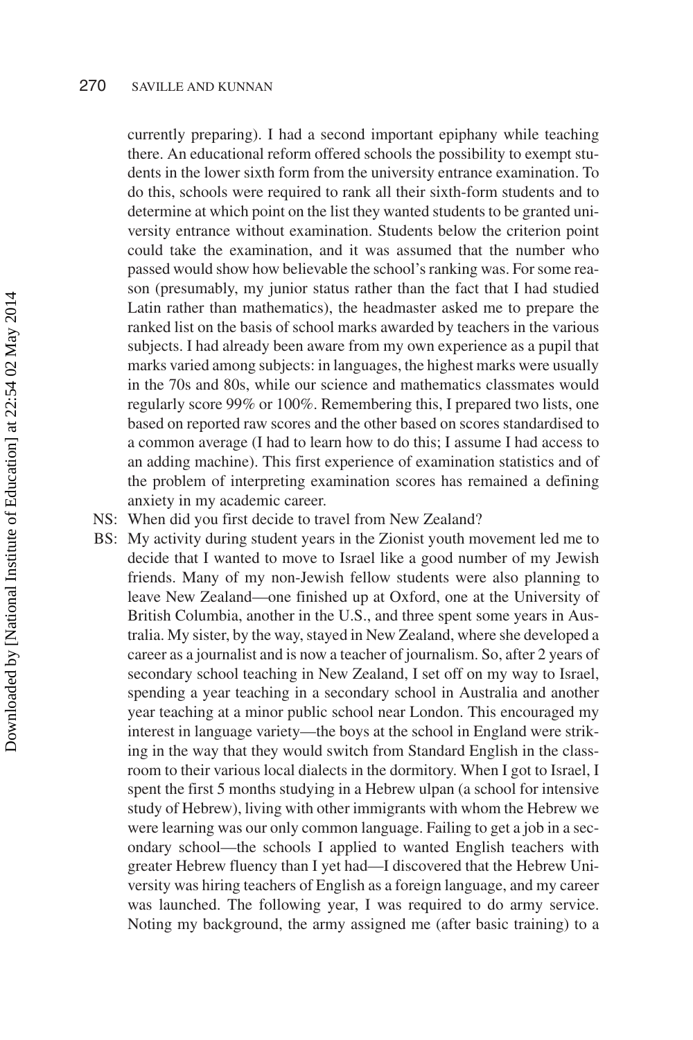currently preparing). I had a second important epiphany while teaching there. An educational reform offered schools the possibility to exempt students in the lower sixth form from the university entrance examination. To do this, schools were required to rank all their sixth-form students and to determine at which point on the list they wanted students to be granted university entrance without examination. Students below the criterion point could take the examination, and it was assumed that the number who passed would show how believable the school's ranking was. For some reason (presumably, my junior status rather than the fact that I had studied Latin rather than mathematics), the headmaster asked me to prepare the ranked list on the basis of school marks awarded by teachers in the various subjects. I had already been aware from my own experience as a pupil that marks varied among subjects: in languages, the highest marks were usually in the 70s and 80s, while our science and mathematics classmates would regularly score 99% or 100%. Remembering this, I prepared two lists, one based on reported raw scores and the other based on scores standardised to a common average (I had to learn how to do this; I assume I had access to an adding machine). This first experience of examination statistics and of the problem of interpreting examination scores has remained a defining anxiety in my academic career.

NS: When did you first decide to travel from New Zealand?

BS: My activity during student years in the Zionist youth movement led me to decide that I wanted to move to Israel like a good number of my Jewish friends. Many of my non-Jewish fellow students were also planning to leave New Zealand—one finished up at Oxford, one at the University of British Columbia, another in the U.S., and three spent some years in Australia. My sister, by the way, stayed in New Zealand, where she developed a career as a journalist and is now a teacher of journalism. So, after 2 years of secondary school teaching in New Zealand, I set off on my way to Israel, spending a year teaching in a secondary school in Australia and another year teaching at a minor public school near London. This encouraged my interest in language variety—the boys at the school in England were striking in the way that they would switch from Standard English in the classroom to their various local dialects in the dormitory. When I got to Israel, I spent the first 5 months studying in a Hebrew ulpan (a school for intensive study of Hebrew), living with other immigrants with whom the Hebrew we were learning was our only common language. Failing to get a job in a secondary school—the schools I applied to wanted English teachers with greater Hebrew fluency than I yet had—I discovered that the Hebrew University was hiring teachers of English as a foreign language, and my career was launched. The following year, I was required to do army service. Noting my background, the army assigned me (after basic training) to a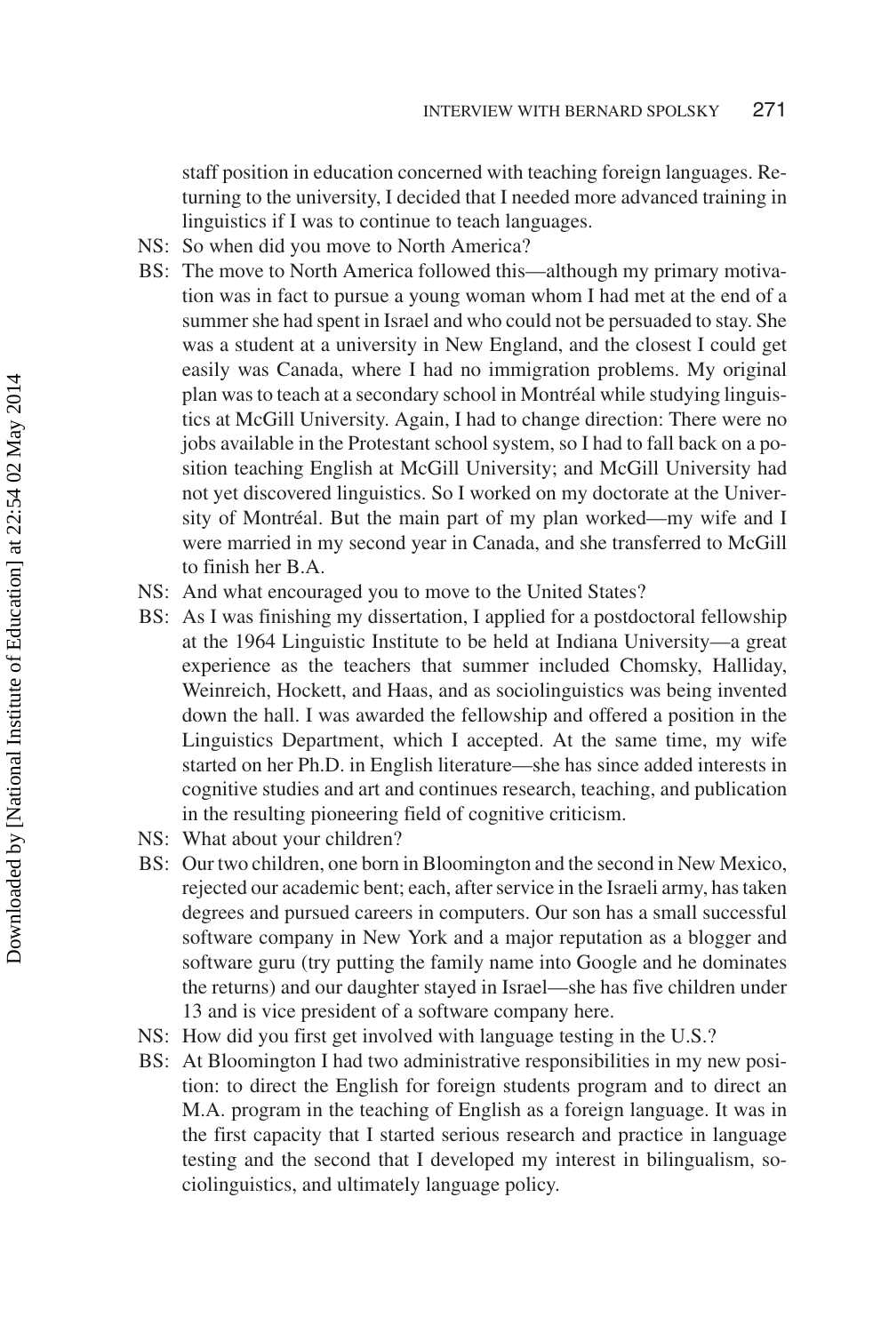staff position in education concerned with teaching foreign languages. Returning to the university, I decided that I needed more advanced training in linguistics if I was to continue to teach languages.

NS: So when did you move to North America?

BS: The move to North America followed this—although my primary motivation was in fact to pursue a young woman whom I had met at the end of a summer she had spent in Israel and who could not be persuaded to stay. She was a student at a university in New England, and the closest I could get easily was Canada, where I had no immigration problems. My original plan was to teach at a secondary school in Montréal while studying linguistics at McGill University. Again, I had to change direction: There were no jobs available in the Protestant school system, so I had to fall back on a position teaching English at McGill University; and McGill University had not yet discovered linguistics. So I worked on my doctorate at the University of Montréal. But the main part of my plan worked—my wife and I were married in my second year in Canada, and she transferred to McGill to finish her B.A.

NS: And what encouraged you to move to the United States?

BS: As I was finishing my dissertation, I applied for a postdoctoral fellowship at the 1964 Linguistic Institute to be held at Indiana University—a great experience as the teachers that summer included Chomsky, Halliday, Weinreich, Hockett, and Haas, and as sociolinguistics was being invented down the hall. I was awarded the fellowship and offered a position in the Linguistics Department, which I accepted. At the same time, my wife started on her Ph.D. in English literature—she has since added interests in cognitive studies and art and continues research, teaching, and publication in the resulting pioneering field of cognitive criticism.

NS: What about your children?

BS: Our two children, one born in Bloomington and the second in New Mexico, rejected our academic bent; each, after service in the Israeli army, has taken degrees and pursued careers in computers. Our son has a small successful software company in New York and a major reputation as a blogger and software guru (try putting the family name into Google and he dominates the returns) and our daughter stayed in Israel—she has five children under 13 and is vice president of a software company here.

NS: How did you first get involved with language testing in the U.S.?

BS: At Bloomington I had two administrative responsibilities in my new position: to direct the English for foreign students program and to direct an M.A. program in the teaching of English as a foreign language. It was in the first capacity that I started serious research and practice in language testing and the second that I developed my interest in bilingualism, sociolinguistics, and ultimately language policy.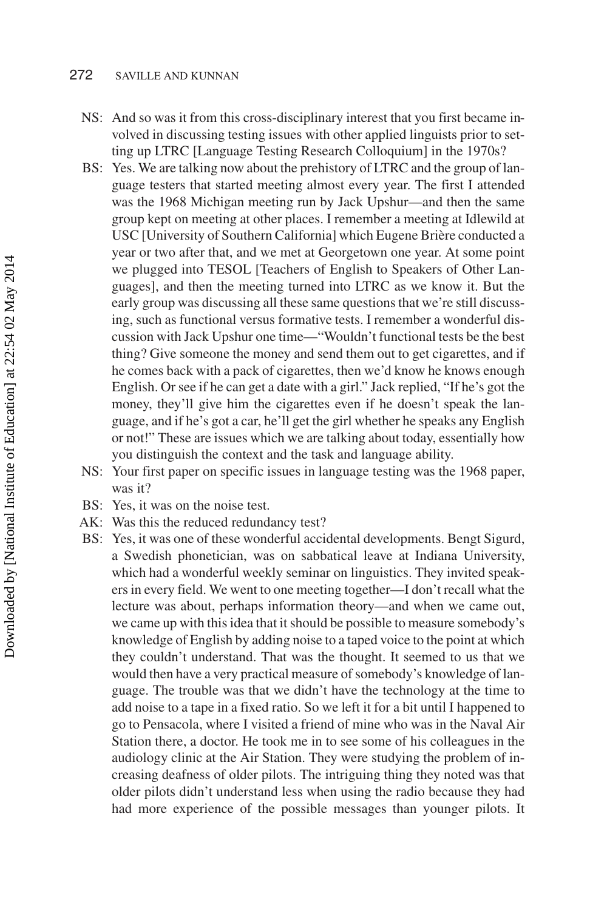NS: And so was it from this cross-disciplinary interest that you first became involved in discussing testing issues with other applied linguists prior to setting up LTRC [Language Testing Research Colloquium] in the 1970s?

BS: Yes. We are talking now about the prehistory of LTRC and the group of language testers that started meeting almost every year. The first I attended was the 1968 Michigan meeting run by Jack Upshur—and then the same group kept on meeting at other places. I remember a meeting at Idlewild at USC [University of Southern California] which Eugene Brière conducted a year or two after that, and we met at Georgetown one year. At some point we plugged into TESOL [Teachers of English to Speakers of Other Languages], and then the meeting turned into LTRC as we know it. But the early group was discussing all these same questions that we're still discussing, such as functional versus formative tests. I remember a wonderful discussion with Jack Upshur one time—"Wouldn't functional tests be the best thing? Give someone the money and send them out to get cigarettes, and if he comes back with a pack of cigarettes, then we'd know he knows enough English. Or see if he can get a date with a girl." Jack replied, "If he's got the money, they'll give him the cigarettes even if he doesn't speak the language, and if he's got a car, he'll get the girl whether he speaks any English or not!" These are issues which we are talking about today, essentially how you distinguish the context and the task and language ability.

NS: Your first paper on specific issues in language testing was the 1968 paper, was it?

BS: Yes, it was on the noise test.

AK: Was this the reduced redundancy test?

BS: Yes, it was one of these wonderful accidental developments. Bengt Sigurd, a Swedish phonetician, was on sabbatical leave at Indiana University, which had a wonderful weekly seminar on linguistics. They invited speakers in every field. We went to one meeting together—I don't recall what the lecture was about, perhaps information theory—and when we came out, we came up with this idea that it should be possible to measure somebody's knowledge of English by adding noise to a taped voice to the point at which they couldn't understand. That was the thought. It seemed to us that we would then have a very practical measure of somebody's knowledge of language. The trouble was that we didn't have the technology at the time to add noise to a tape in a fixed ratio. So we left it for a bit until I happened to go to Pensacola, where I visited a friend of mine who was in the Naval Air Station there, a doctor. He took me in to see some of his colleagues in the audiology clinic at the Air Station. They were studying the problem of increasing deafness of older pilots. The intriguing thing they noted was that older pilots didn't understand less when using the radio because they had had more experience of the possible messages than younger pilots. It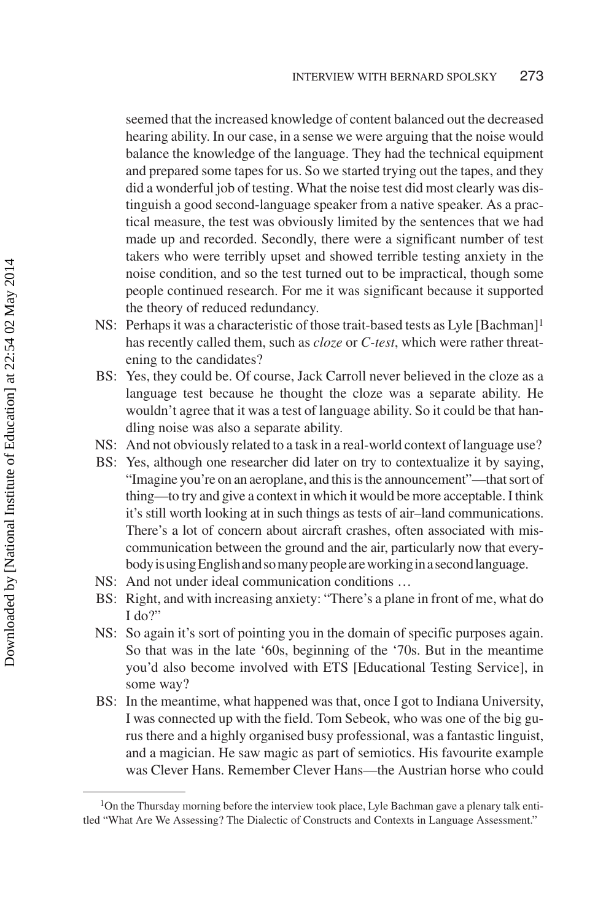seemed that the increased knowledge of content balanced out the decreased hearing ability. In our case, in a sense we were arguing that the noise would balance the knowledge of the language. They had the technical equipment and prepared some tapes for us. So we started trying out the tapes, and they did a wonderful job of testing. What the noise test did most clearly was distinguish a good second-language speaker from a native speaker. As a practical measure, the test was obviously limited by the sentences that we had made up and recorded. Secondly, there were a significant number of test takers who were terribly upset and showed terrible testing anxiety in the noise condition, and so the test turned out to be impractical, though some people continued research. For me it was significant because it supported the theory of reduced redundancy.

NS: Perhaps it was a characteristic of those trait-based tests as Lyle [Bachman][1] has recently called them, such as *cloze* or *C-test*, which were rather threatening to the candidates?

BS: Yes, they could be. Of course, Jack Carroll never believed in the cloze as a language test because he thought the cloze was a separate ability. He wouldn't agree that it was a test of language ability. So it could be that handling noise was also a separate ability.

NS: And not obviously related to a task in a real-world context of language use?

BS: Yes, although one researcher did later on try to contextualize it by saying, "Imagine you're on an aeroplane, and this is the announcement"—that sort of thing—to try and give a context in which it would be more acceptable. I think it's still worth looking at in such things as tests of air–land communications. There's a lot of concern about aircraft crashes, often associated with miscommunication between the ground and the air, particularly now that everybody is using English and so many people are working in a second language.

NS: And not under ideal communication conditions …

BS: Right, and with increasing anxiety: "There's a plane in front of me, what do I do?"

NS: So again it's sort of pointing you in the domain of specific purposes again. So that was in the late '60s, beginning of the '70s. But in the meantime you'd also become involved with ETS [Educational Testing Service], in some way?

BS: In the meantime, what happened was that, once I got to Indiana University, I was connected up with the field. Tom Sebeok, who was one of the big gurus there and a highly organised busy professional, was a fantastic linguist, and a magician. He saw magic as part of semiotics. His favourite example was Clever Hans. Remember Clever Hans—the Austrian horse who could

---

[1]On the Thursday morning before the interview took place, Lyle Bachman gave a plenary talk entitled "What Are We Assessing? The Dialectic of Constructs and Contexts in Language Assessment."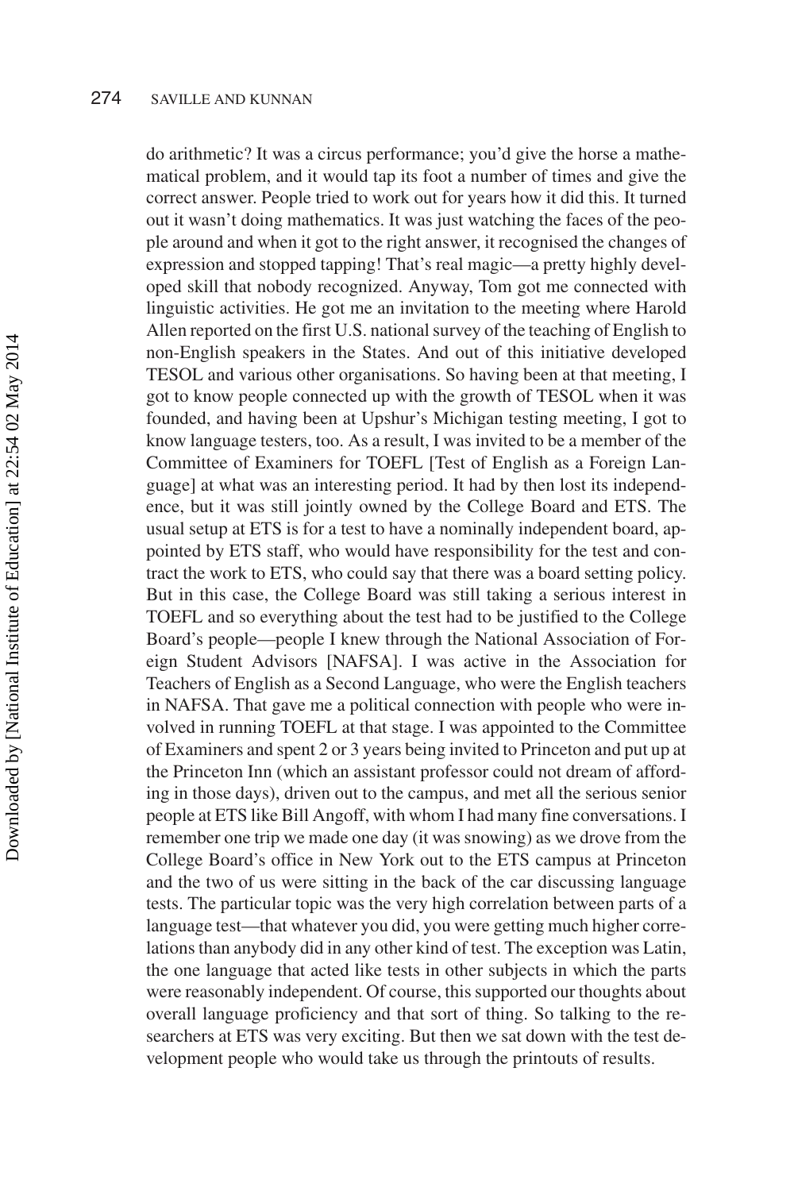do arithmetic? It was a circus performance; you'd give the horse a mathematical problem, and it would tap its foot a number of times and give the correct answer. People tried to work out for years how it did this. It turned out it wasn't doing mathematics. It was just watching the faces of the people around and when it got to the right answer, it recognised the changes of expression and stopped tapping! That's real magic—a pretty highly developed skill that nobody recognized. Anyway, Tom got me connected with linguistic activities. He got me an invitation to the meeting where Harold Allen reported on the first U.S. national survey of the teaching of English to non-English speakers in the States. And out of this initiative developed TESOL and various other organisations. So having been at that meeting, I got to know people connected up with the growth of TESOL when it was founded, and having been at Upshur's Michigan testing meeting, I got to know language testers, too. As a result, I was invited to be a member of the Committee of Examiners for TOEFL [Test of English as a Foreign Language] at what was an interesting period. It had by then lost its independence, but it was still jointly owned by the College Board and ETS. The usual setup at ETS is for a test to have a nominally independent board, appointed by ETS staff, who would have responsibility for the test and contract the work to ETS, who could say that there was a board setting policy. But in this case, the College Board was still taking a serious interest in TOEFL and so everything about the test had to be justified to the College Board's people—people I knew through the National Association of Foreign Student Advisors [NAFSA]. I was active in the Association for Teachers of English as a Second Language, who were the English teachers in NAFSA. That gave me a political connection with people who were involved in running TOEFL at that stage. I was appointed to the Committee of Examiners and spent 2 or 3 years being invited to Princeton and put up at the Princeton Inn (which an assistant professor could not dream of affording in those days), driven out to the campus, and met all the serious senior people at ETS like Bill Angoff, with whom I had many fine conversations. I remember one trip we made one day (it was snowing) as we drove from the College Board's office in New York out to the ETS campus at Princeton and the two of us were sitting in the back of the car discussing language tests. The particular topic was the very high correlation between parts of a language test—that whatever you did, you were getting much higher correlations than anybody did in any other kind of test. The exception was Latin, the one language that acted like tests in other subjects in which the parts were reasonably independent. Of course, this supported our thoughts about overall language proficiency and that sort of thing. So talking to the researchers at ETS was very exciting. But then we sat down with the test development people who would take us through the printouts of results.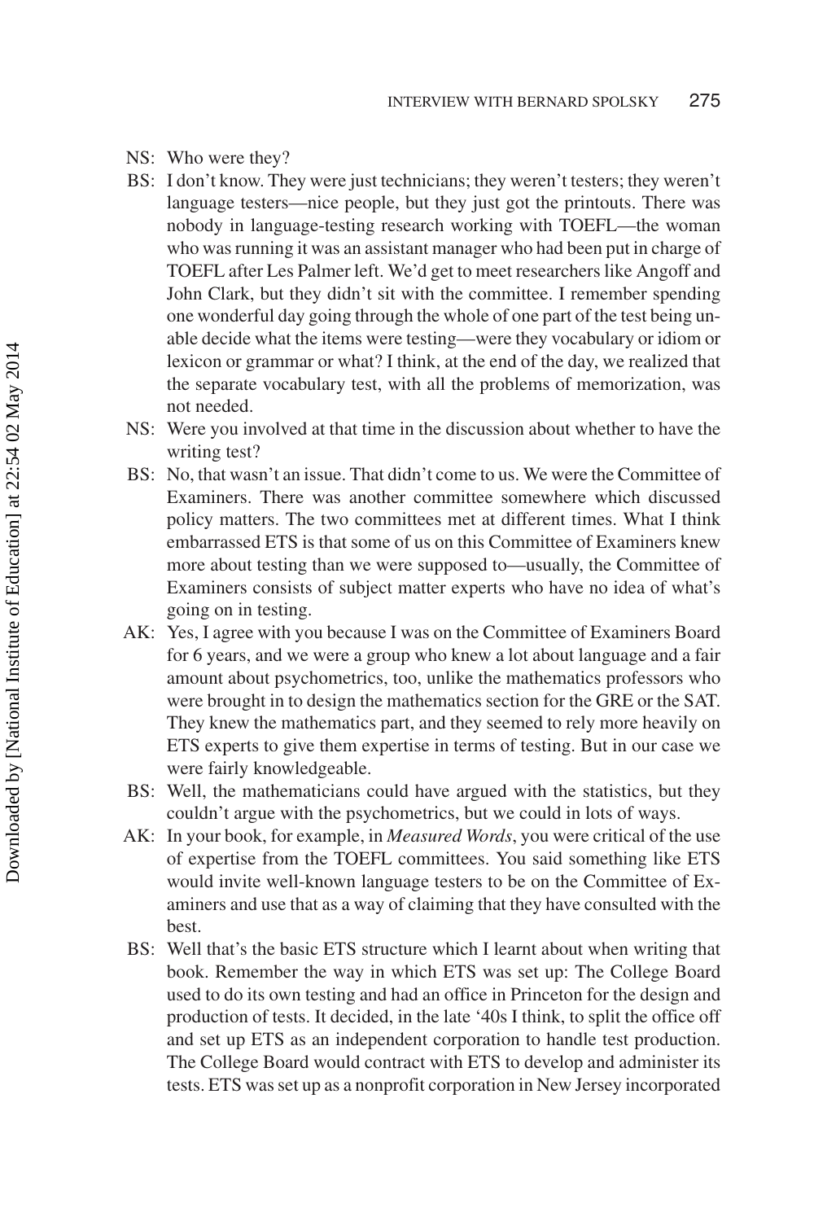NS: Who were they?

BS: I don't know. They were just technicians; they weren't testers; they weren't language testers—nice people, but they just got the printouts. There was nobody in language-testing research working with TOEFL—the woman who was running it was an assistant manager who had been put in charge of TOEFL after Les Palmer left. We'd get to meet researchers like Angoff and John Clark, but they didn't sit with the committee. I remember spending one wonderful day going through the whole of one part of the test being unable decide what the items were testing—were they vocabulary or idiom or lexicon or grammar or what? I think, at the end of the day, we realized that the separate vocabulary test, with all the problems of memorization, was not needed.

NS: Were you involved at that time in the discussion about whether to have the writing test?

BS: No, that wasn't an issue. That didn't come to us. We were the Committee of Examiners. There was another committee somewhere which discussed policy matters. The two committees met at different times. What I think embarrassed ETS is that some of us on this Committee of Examiners knew more about testing than we were supposed to—usually, the Committee of Examiners consists of subject matter experts who have no idea of what's going on in testing.

AK: Yes, I agree with you because I was on the Committee of Examiners Board for 6 years, and we were a group who knew a lot about language and a fair amount about psychometrics, too, unlike the mathematics professors who were brought in to design the mathematics section for the GRE or the SAT. They knew the mathematics part, and they seemed to rely more heavily on ETS experts to give them expertise in terms of testing. But in our case we were fairly knowledgeable.

BS: Well, the mathematicians could have argued with the statistics, but they couldn't argue with the psychometrics, but we could in lots of ways.

AK: In your book, for example, in *Measured Words*, you were critical of the use of expertise from the TOEFL committees. You said something like ETS would invite well-known language testers to be on the Committee of Examiners and use that as a way of claiming that they have consulted with the best.

BS: Well that's the basic ETS structure which I learnt about when writing that book. Remember the way in which ETS was set up: The College Board used to do its own testing and had an office in Princeton for the design and production of tests. It decided, in the late '40s I think, to split the office off and set up ETS as an independent corporation to handle test production. The College Board would contract with ETS to develop and administer its tests. ETS was set up as a nonprofit corporation in New Jersey incorporated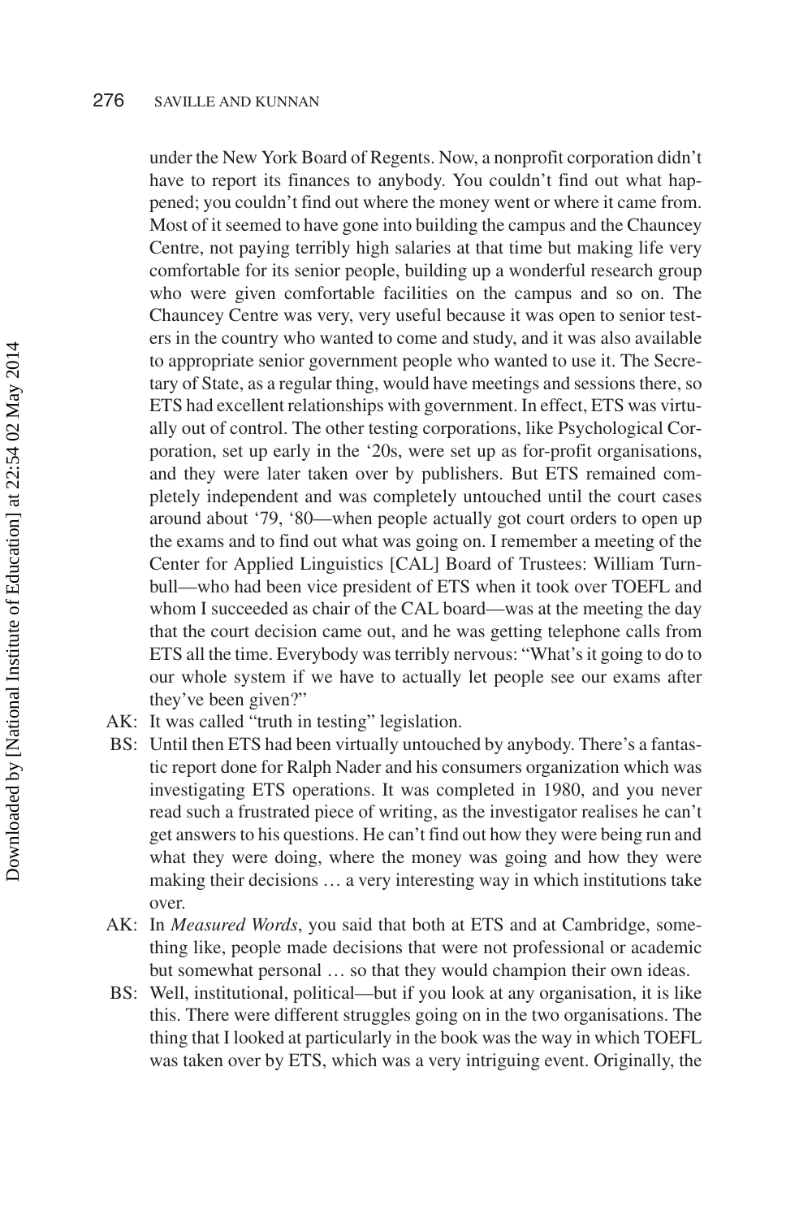under the New York Board of Regents. Now, a nonprofit corporation didn't have to report its finances to anybody. You couldn't find out what happened; you couldn't find out where the money went or where it came from. Most of it seemed to have gone into building the campus and the Chauncey Centre, not paying terribly high salaries at that time but making life very comfortable for its senior people, building up a wonderful research group who were given comfortable facilities on the campus and so on. The Chauncey Centre was very, very useful because it was open to senior testers in the country who wanted to come and study, and it was also available to appropriate senior government people who wanted to use it. The Secretary of State, as a regular thing, would have meetings and sessions there, so ETS had excellent relationships with government. In effect, ETS was virtually out of control. The other testing corporations, like Psychological Corporation, set up early in the '20s, were set up as for-profit organisations, and they were later taken over by publishers. But ETS remained completely independent and was completely untouched until the court cases around about '79, '80—when people actually got court orders to open up the exams and to find out what was going on. I remember a meeting of the Center for Applied Linguistics [CAL] Board of Trustees: William Turnbull—who had been vice president of ETS when it took over TOEFL and whom I succeeded as chair of the CAL board—was at the meeting the day that the court decision came out, and he was getting telephone calls from ETS all the time. Everybody was terribly nervous: "What's it going to do to our whole system if we have to actually let people see our exams after they've been given?"

AK: It was called "truth in testing" legislation.

BS: Until then ETS had been virtually untouched by anybody. There's a fantastic report done for Ralph Nader and his consumers organization which was investigating ETS operations. It was completed in 1980, and you never read such a frustrated piece of writing, as the investigator realises he can't get answers to his questions. He can't find out how they were being run and what they were doing, where the money was going and how they were making their decisions … a very interesting way in which institutions take over.

AK: In *Measured Words*, you said that both at ETS and at Cambridge, something like, people made decisions that were not professional or academic but somewhat personal … so that they would champion their own ideas.

BS: Well, institutional, political—but if you look at any organisation, it is like this. There were different struggles going on in the two organisations. The thing that I looked at particularly in the book was the way in which TOEFL was taken over by ETS, which was a very intriguing event. Originally, the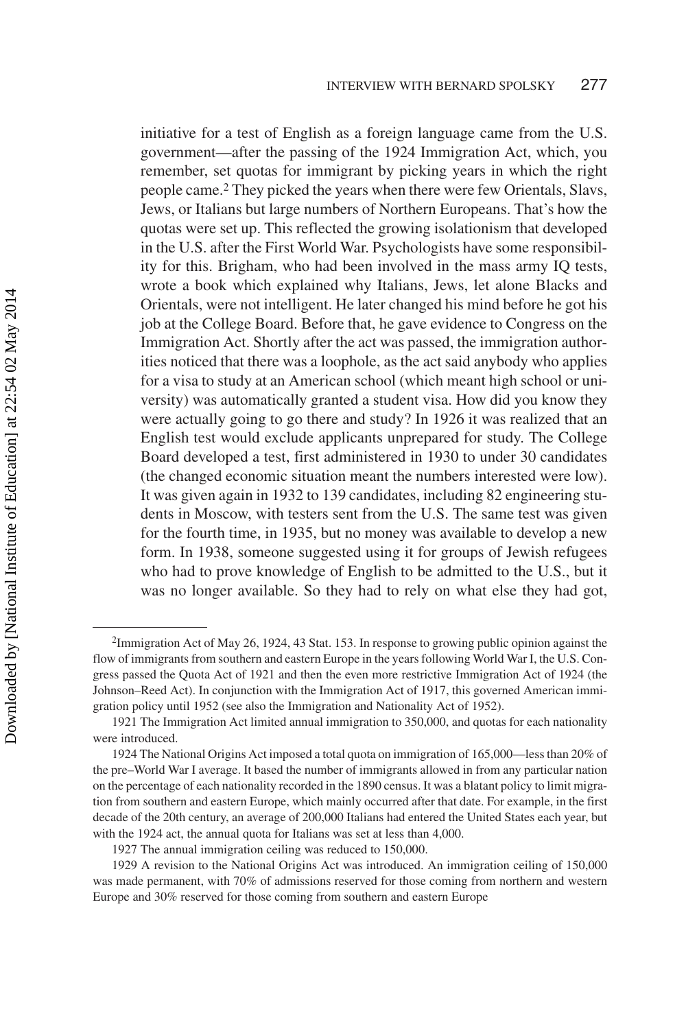initiative for a test of English as a foreign language came from the U.S. government—after the passing of the 1924 Immigration Act, which, you remember, set quotas for immigrant by picking years in which the right people came.[2] They picked the years when there were few Orientals, Slavs, Jews, or Italians but large numbers of Northern Europeans. That's how the quotas were set up. This reflected the growing isolationism that developed in the U.S. after the First World War. Psychologists have some responsibility for this. Brigham, who had been involved in the mass army IQ tests, wrote a book which explained why Italians, Jews, let alone Blacks and Orientals, were not intelligent. He later changed his mind before he got his job at the College Board. Before that, he gave evidence to Congress on the Immigration Act. Shortly after the act was passed, the immigration authorities noticed that there was a loophole, as the act said anybody who applies for a visa to study at an American school (which meant high school or university) was automatically granted a student visa. How did you know they were actually going to go there and study? In 1926 it was realized that an English test would exclude applicants unprepared for study. The College Board developed a test, first administered in 1930 to under 30 candidates (the changed economic situation meant the numbers interested were low). It was given again in 1932 to 139 candidates, including 82 engineering students in Moscow, with testers sent from the U.S. The same test was given for the fourth time, in 1935, but no money was available to develop a new form. In 1938, someone suggested using it for groups of Jewish refugees who had to prove knowledge of English to be admitted to the U.S., but it was no longer available. So they had to rely on what else they had got,

---

[2]Immigration Act of May 26, 1924, 43 Stat. 153. In response to growing public opinion against the flow of immigrants from southern and eastern Europe in the years following World War I, the U.S. Congress passed the Quota Act of 1921 and then the even more restrictive Immigration Act of 1924 (the Johnson–Reed Act). In conjunction with the Immigration Act of 1917, this governed American immigration policy until 1952 (see also the Immigration and Nationality Act of 1952).

1921 The Immigration Act limited annual immigration to 350,000, and quotas for each nationality were introduced.

1924 The National Origins Act imposed a total quota on immigration of 165,000—less than 20% of the pre–World War I average. It based the number of immigrants allowed in from any particular nation on the percentage of each nationality recorded in the 1890 census. It was a blatant policy to limit migration from southern and eastern Europe, which mainly occurred after that date. For example, in the first decade of the 20th century, an average of 200,000 Italians had entered the United States each year, but with the 1924 act, the annual quota for Italians was set at less than 4,000.

1927 The annual immigration ceiling was reduced to 150,000.

1929 A revision to the National Origins Act was introduced. An immigration ceiling of 150,000 was made permanent, with 70% of admissions reserved for those coming from northern and western Europe and 30% reserved for those coming from southern and eastern Europe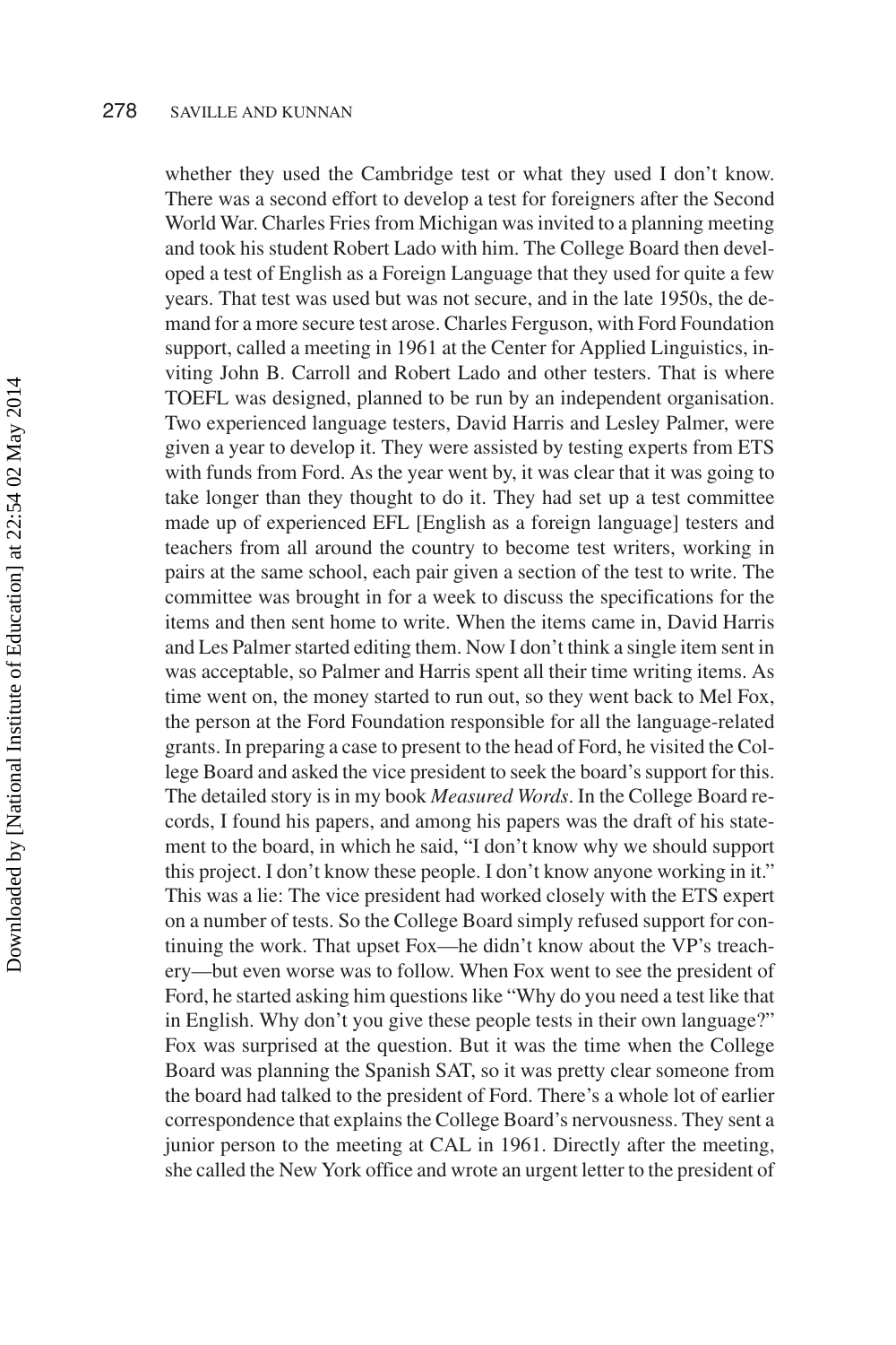whether they used the Cambridge test or what they used I don't know. There was a second effort to develop a test for foreigners after the Second World War. Charles Fries from Michigan was invited to a planning meeting and took his student Robert Lado with him. The College Board then developed a test of English as a Foreign Language that they used for quite a few years. That test was used but was not secure, and in the late 1950s, the demand for a more secure test arose. Charles Ferguson, with Ford Foundation support, called a meeting in 1961 at the Center for Applied Linguistics, inviting John B. Carroll and Robert Lado and other testers. That is where TOEFL was designed, planned to be run by an independent organisation. Two experienced language testers, David Harris and Lesley Palmer, were given a year to develop it. They were assisted by testing experts from ETS with funds from Ford. As the year went by, it was clear that it was going to take longer than they thought to do it. They had set up a test committee made up of experienced EFL [English as a foreign language] testers and teachers from all around the country to become test writers, working in pairs at the same school, each pair given a section of the test to write. The committee was brought in for a week to discuss the specifications for the items and then sent home to write. When the items came in, David Harris and Les Palmer started editing them. Now I don't think a single item sent in was acceptable, so Palmer and Harris spent all their time writing items. As time went on, the money started to run out, so they went back to Mel Fox, the person at the Ford Foundation responsible for all the language-related grants. In preparing a case to present to the head of Ford, he visited the College Board and asked the vice president to seek the board's support for this. The detailed story is in my book *Measured Words*. In the College Board records, I found his papers, and among his papers was the draft of his statement to the board, in which he said, "I don't know why we should support this project. I don't know these people. I don't know anyone working in it." This was a lie: The vice president had worked closely with the ETS expert on a number of tests. So the College Board simply refused support for continuing the work. That upset Fox—he didn't know about the VP's treachery—but even worse was to follow. When Fox went to see the president of Ford, he started asking him questions like "Why do you need a test like that in English. Why don't you give these people tests in their own language?" Fox was surprised at the question. But it was the time when the College Board was planning the Spanish SAT, so it was pretty clear someone from the board had talked to the president of Ford. There's a whole lot of earlier correspondence that explains the College Board's nervousness. They sent a junior person to the meeting at CAL in 1961. Directly after the meeting, she called the New York office and wrote an urgent letter to the president of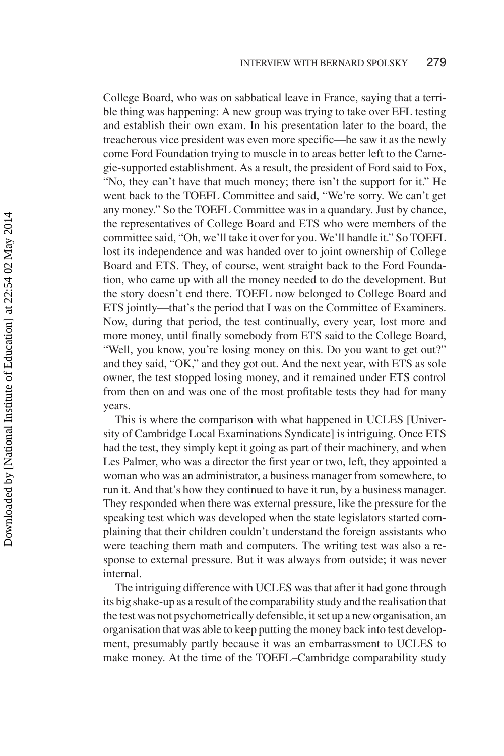College Board, who was on sabbatical leave in France, saying that a terrible thing was happening: A new group was trying to take over EFL testing and establish their own exam. In his presentation later to the board, the treacherous vice president was even more specific—he saw it as the newly come Ford Foundation trying to muscle in to areas better left to the Carnegie-supported establishment. As a result, the president of Ford said to Fox, "No, they can't have that much money; there isn't the support for it." He went back to the TOEFL Committee and said, "We're sorry. We can't get any money." So the TOEFL Committee was in a quandary. Just by chance, the representatives of College Board and ETS who were members of the committee said, "Oh, we'll take it over for you. We'll handle it." So TOEFL lost its independence and was handed over to joint ownership of College Board and ETS. They, of course, went straight back to the Ford Foundation, who came up with all the money needed to do the development. But the story doesn't end there. TOEFL now belonged to College Board and ETS jointly—that's the period that I was on the Committee of Examiners. Now, during that period, the test continually, every year, lost more and more money, until finally somebody from ETS said to the College Board, "Well, you know, you're losing money on this. Do you want to get out?" and they said, "OK," and they got out. And the next year, with ETS as sole owner, the test stopped losing money, and it remained under ETS control from then on and was one of the most profitable tests they had for many years.

This is where the comparison with what happened in UCLES [University of Cambridge Local Examinations Syndicate] is intriguing. Once ETS had the test, they simply kept it going as part of their machinery, and when Les Palmer, who was a director the first year or two, left, they appointed a woman who was an administrator, a business manager from somewhere, to run it. And that's how they continued to have it run, by a business manager. They responded when there was external pressure, like the pressure for the speaking test which was developed when the state legislators started complaining that their children couldn't understand the foreign assistants who were teaching them math and computers. The writing test was also a response to external pressure. But it was always from outside; it was never internal.

The intriguing difference with UCLES was that after it had gone through its big shake-up as a result of the comparability study and the realisation that the test was not psychometrically defensible, it set up a new organisation, an organisation that was able to keep putting the money back into test development, presumably partly because it was an embarrassment to UCLES to make money. At the time of the TOEFL–Cambridge comparability study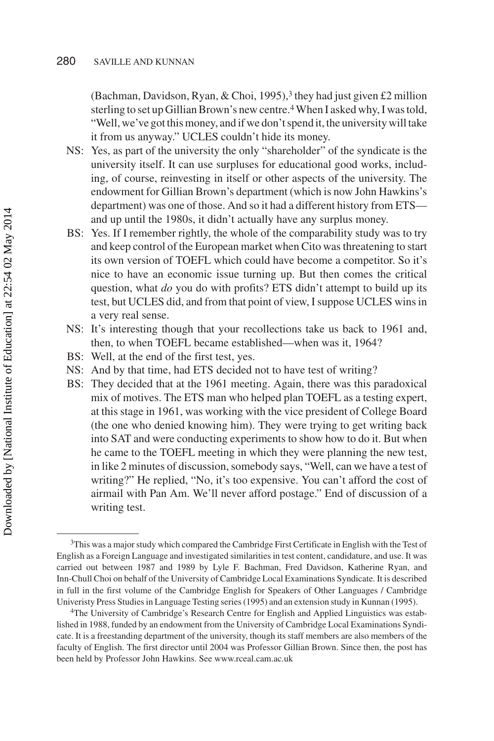(Bachman, Davidson, Ryan, & Choi, 1995),[3] they had just given £2 million sterling to set up Gillian Brown's new centre.[4] When I asked why, I was told, "Well, we've got this money, and if we don't spend it, the university will take it from us anyway." UCLES couldn't hide its money.

NS: Yes, as part of the university the only "shareholder" of the syndicate is the university itself. It can use surpluses for educational good works, including, of course, reinvesting in itself or other aspects of the university. The endowment for Gillian Brown's department (which is now John Hawkins's department) was one of those. And so it had a different history from ETS—and up until the 1980s, it didn't actually have any surplus money.

BS: Yes. If I remember rightly, the whole of the comparability study was to try and keep control of the European market when Cito was threatening to start its own version of TOEFL which could have become a competitor. So it's nice to have an economic issue turning up. But then comes the critical question, what *do* you do with profits? ETS didn't attempt to build up its test, but UCLES did, and from that point of view, I suppose UCLES wins in a very real sense.

NS: It's interesting though that your recollections take us back to 1961 and, then, to when TOEFL became established—when was it, 1964?

BS: Well, at the end of the first test, yes.

NS: And by that time, had ETS decided not to have test of writing?

BS: They decided that at the 1961 meeting. Again, there was this paradoxical mix of motives. The ETS man who helped plan TOEFL as a testing expert, at this stage in 1961, was working with the vice president of College Board (the one who denied knowing him). They were trying to get writing back into SAT and were conducting experiments to show how to do it. But when he came to the TOEFL meeting in which they were planning the new test, in like 2 minutes of discussion, somebody says, "Well, can we have a test of writing?" He replied, "No, it's too expensive. You can't afford the cost of airmail with Pan Am. We'll never afford postage." End of discussion of a writing test.

---

[3]This was a major study which compared the Cambridge First Certificate in English with the Test of English as a Foreign Language and investigated similarities in test content, candidature, and use. It was carried out between 1987 and 1989 by Lyle F. Bachman, Fred Davidson, Katherine Ryan, and Inn-Chull Choi on behalf of the University of Cambridge Local Examinations Syndicate. It is described in full in the first volume of the Cambridge English for Speakers of Other Languages / Cambridge Univeristy Press Studies in Language Testing series (1995) and an extension study in Kunnan (1995).

[4]The University of Cambridge's Research Centre for English and Applied Linguistics was established in 1988, funded by an endowment from the University of Cambridge Local Examinations Syndicate. It is a freestanding department of the university, though its staff members are also members of the faculty of English. The first director until 2004 was Professor Gillian Brown. Since then, the post has been held by Professor John Hawkins. See www.rceal.cam.ac.uk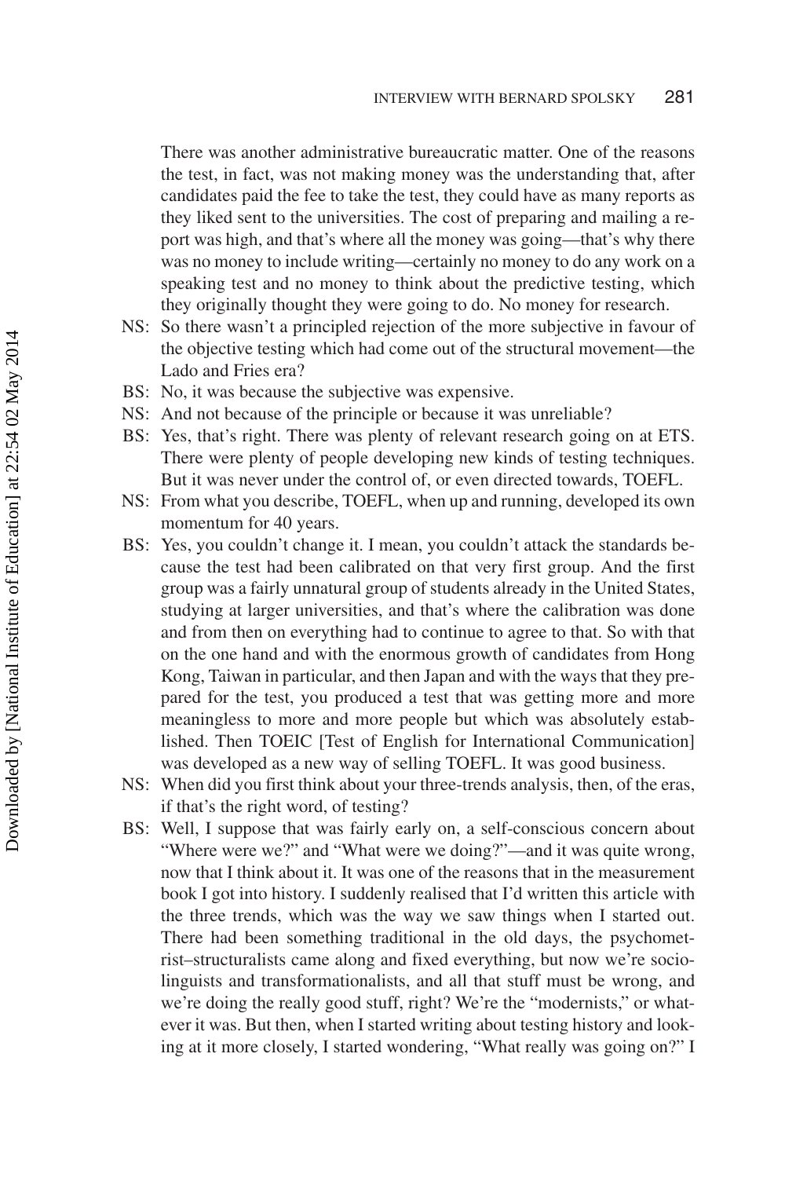There was another administrative bureaucratic matter. One of the reasons the test, in fact, was not making money was the understanding that, after candidates paid the fee to take the test, they could have as many reports as they liked sent to the universities. The cost of preparing and mailing a report was high, and that's where all the money was going—that's why there was no money to include writing—certainly no money to do any work on a speaking test and no money to think about the predictive testing, which they originally thought they were going to do. No money for research.

NS: So there wasn't a principled rejection of the more subjective in favour of the objective testing which had come out of the structural movement—the Lado and Fries era?

BS: No, it was because the subjective was expensive.

NS: And not because of the principle or because it was unreliable?

BS: Yes, that's right. There was plenty of relevant research going on at ETS. There were plenty of people developing new kinds of testing techniques. But it was never under the control of, or even directed towards, TOEFL.

NS: From what you describe, TOEFL, when up and running, developed its own momentum for 40 years.

BS: Yes, you couldn't change it. I mean, you couldn't attack the standards because the test had been calibrated on that very first group. And the first group was a fairly unnatural group of students already in the United States, studying at larger universities, and that's where the calibration was done and from then on everything had to continue to agree to that. So with that on the one hand and with the enormous growth of candidates from Hong Kong, Taiwan in particular, and then Japan and with the ways that they prepared for the test, you produced a test that was getting more and more meaningless to more and more people but which was absolutely established. Then TOEIC [Test of English for International Communication] was developed as a new way of selling TOEFL. It was good business.

NS: When did you first think about your three-trends analysis, then, of the eras, if that's the right word, of testing?

BS: Well, I suppose that was fairly early on, a self-conscious concern about "Where were we?" and "What were we doing?"—and it was quite wrong, now that I think about it. It was one of the reasons that in the measurement book I got into history. I suddenly realised that I'd written this article with the three trends, which was the way we saw things when I started out. There had been something traditional in the old days, the psychometrist–structuralists came along and fixed everything, but now we're sociolinguists and transformationalists, and all that stuff must be wrong, and we're doing the really good stuff, right? We're the "modernists," or whatever it was. But then, when I started writing about testing history and looking at it more closely, I started wondering, "What really was going on?" I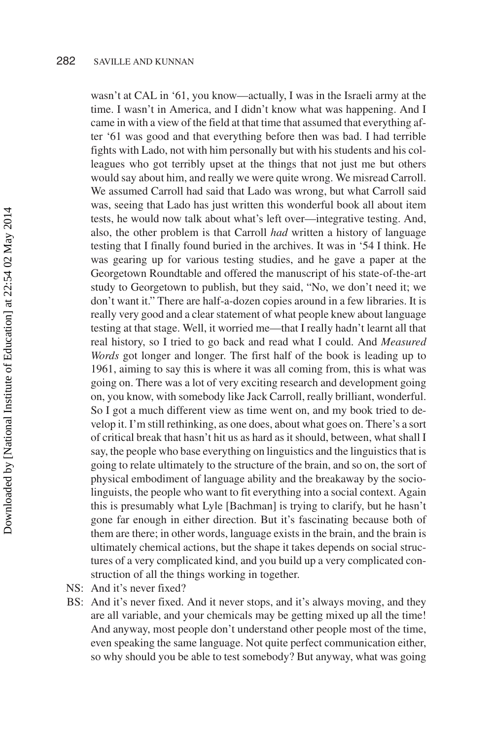wasn't at CAL in '61, you know—actually, I was in the Israeli army at the time. I wasn't in America, and I didn't know what was happening. And I came in with a view of the field at that time that assumed that everything after '61 was good and that everything before then was bad. I had terrible fights with Lado, not with him personally but with his students and his colleagues who got terribly upset at the things that not just me but others would say about him, and really we were quite wrong. We misread Carroll. We assumed Carroll had said that Lado was wrong, but what Carroll said was, seeing that Lado has just written this wonderful book all about item tests, he would now talk about what's left over—integrative testing. And, also, the other problem is that Carroll *had* written a history of language testing that I finally found buried in the archives. It was in '54 I think. He was gearing up for various testing studies, and he gave a paper at the Georgetown Roundtable and offered the manuscript of his state-of-the-art study to Georgetown to publish, but they said, "No, we don't need it; we don't want it." There are half-a-dozen copies around in a few libraries. It is really very good and a clear statement of what people knew about language testing at that stage. Well, it worried me—that I really hadn't learnt all that real history, so I tried to go back and read what I could. And *Measured Words* got longer and longer. The first half of the book is leading up to 1961, aiming to say this is where it was all coming from, this is what was going on. There was a lot of very exciting research and development going on, you know, with somebody like Jack Carroll, really brilliant, wonderful. So I got a much different view as time went on, and my book tried to develop it. I'm still rethinking, as one does, about what goes on. There's a sort of critical break that hasn't hit us as hard as it should, between, what shall I say, the people who base everything on linguistics and the linguistics that is going to relate ultimately to the structure of the brain, and so on, the sort of physical embodiment of language ability and the breakaway by the sociolinguists, the people who want to fit everything into a social context. Again this is presumably what Lyle [Bachman] is trying to clarify, but he hasn't gone far enough in either direction. But it's fascinating because both of them are there; in other words, language exists in the brain, and the brain is ultimately chemical actions, but the shape it takes depends on social structures of a very complicated kind, and you build up a very complicated construction of all the things working in together.

NS: And it's never fixed?

BS: And it's never fixed. And it never stops, and it's always moving, and they are all variable, and your chemicals may be getting mixed up all the time! And anyway, most people don't understand other people most of the time, even speaking the same language. Not quite perfect communication either, so why should you be able to test somebody? But anyway, what was going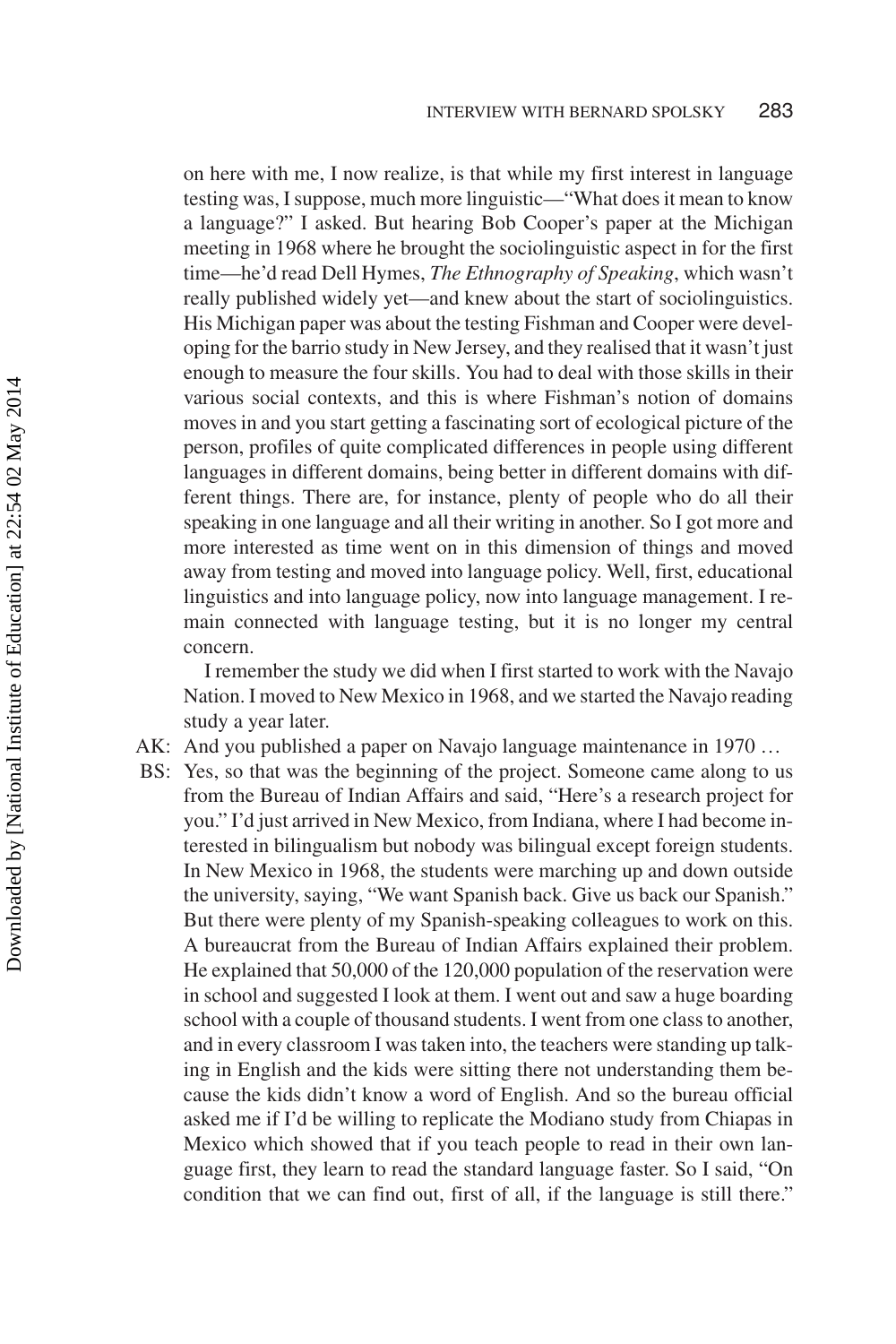on here with me, I now realize, is that while my first interest in language testing was, I suppose, much more linguistic—"What does it mean to know a language?" I asked. But hearing Bob Cooper's paper at the Michigan meeting in 1968 where he brought the sociolinguistic aspect in for the first time—he'd read Dell Hymes, *The Ethnography of Speaking*, which wasn't really published widely yet—and knew about the start of sociolinguistics. His Michigan paper was about the testing Fishman and Cooper were developing for the barrio study in New Jersey, and they realised that it wasn't just enough to measure the four skills. You had to deal with those skills in their various social contexts, and this is where Fishman's notion of domains moves in and you start getting a fascinating sort of ecological picture of the person, profiles of quite complicated differences in people using different languages in different domains, being better in different domains with different things. There are, for instance, plenty of people who do all their speaking in one language and all their writing in another. So I got more and more interested as time went on in this dimension of things and moved away from testing and moved into language policy. Well, first, educational linguistics and into language policy, now into language management. I remain connected with language testing, but it is no longer my central concern.

I remember the study we did when I first started to work with the Navajo Nation. I moved to New Mexico in 1968, and we started the Navajo reading study a year later.

AK: And you published a paper on Navajo language maintenance in 1970 …

BS: Yes, so that was the beginning of the project. Someone came along to us from the Bureau of Indian Affairs and said, "Here's a research project for you." I'd just arrived in New Mexico, from Indiana, where I had become interested in bilingualism but nobody was bilingual except foreign students. In New Mexico in 1968, the students were marching up and down outside the university, saying, "We want Spanish back. Give us back our Spanish." But there were plenty of my Spanish-speaking colleagues to work on this. A bureaucrat from the Bureau of Indian Affairs explained their problem. He explained that 50,000 of the 120,000 population of the reservation were in school and suggested I look at them. I went out and saw a huge boarding school with a couple of thousand students. I went from one class to another, and in every classroom I was taken into, the teachers were standing up talking in English and the kids were sitting there not understanding them because the kids didn't know a word of English. And so the bureau official asked me if I'd be willing to replicate the Modiano study from Chiapas in Mexico which showed that if you teach people to read in their own language first, they learn to read the standard language faster. So I said, "On condition that we can find out, first of all, if the language is still there."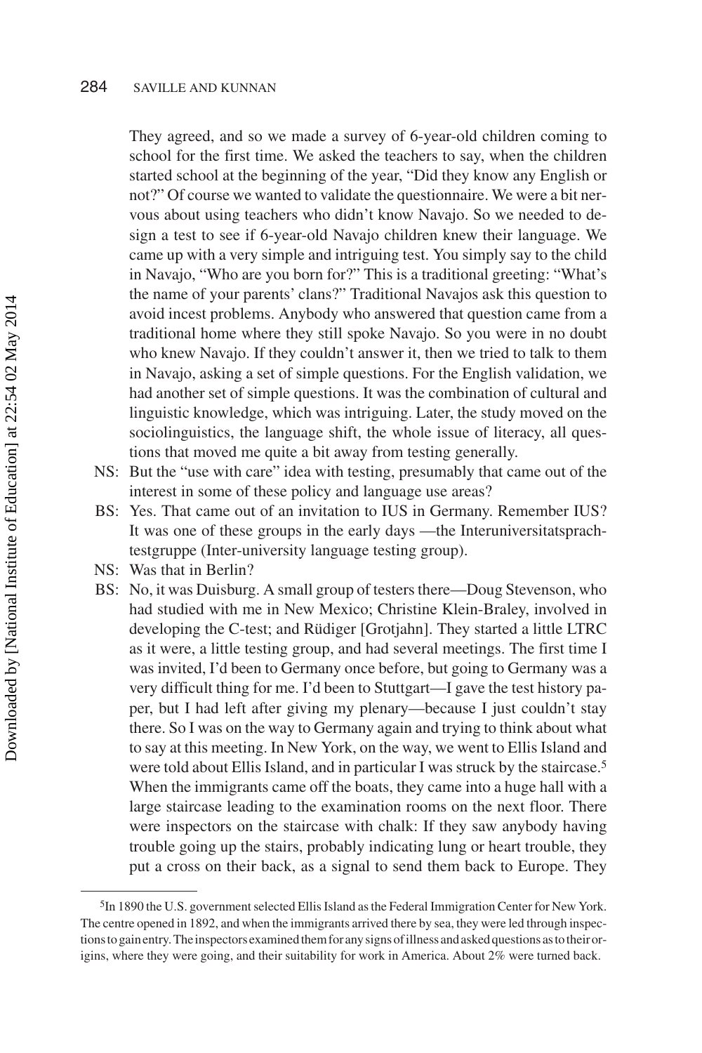They agreed, and so we made a survey of 6-year-old children coming to school for the first time. We asked the teachers to say, when the children started school at the beginning of the year, "Did they know any English or not?" Of course we wanted to validate the questionnaire. We were a bit nervous about using teachers who didn't know Navajo. So we needed to design a test to see if 6-year-old Navajo children knew their language. We came up with a very simple and intriguing test. You simply say to the child in Navajo, "Who are you born for?" This is a traditional greeting: "What's the name of your parents' clans?" Traditional Navajos ask this question to avoid incest problems. Anybody who answered that question came from a traditional home where they still spoke Navajo. So you were in no doubt who knew Navajo. If they couldn't answer it, then we tried to talk to them in Navajo, asking a set of simple questions. For the English validation, we had another set of simple questions. It was the combination of cultural and linguistic knowledge, which was intriguing. Later, the study moved on the sociolinguistics, the language shift, the whole issue of literacy, all questions that moved me quite a bit away from testing generally.

NS: But the "use with care" idea with testing, presumably that came out of the interest in some of these policy and language use areas?

BS: Yes. That came out of an invitation to IUS in Germany. Remember IUS? It was one of these groups in the early days —the Interuniversitatsprachtestgruppe (Inter-university language testing group).

NS: Was that in Berlin?

BS: No, it was Duisburg. A small group of testers there—Doug Stevenson, who had studied with me in New Mexico; Christine Klein-Braley, involved in developing the C-test; and Rüdiger [Grotjahn]. They started a little LTRC as it were, a little testing group, and had several meetings. The first time I was invited, I'd been to Germany once before, but going to Germany was a very difficult thing for me. I'd been to Stuttgart—I gave the test history paper, but I had left after giving my plenary—because I just couldn't stay there. So I was on the way to Germany again and trying to think about what to say at this meeting. In New York, on the way, we went to Ellis Island and were told about Ellis Island, and in particular I was struck by the staircase.[5] When the immigrants came off the boats, they came into a huge hall with a large staircase leading to the examination rooms on the next floor. There were inspectors on the staircase with chalk: If they saw anybody having trouble going up the stairs, probably indicating lung or heart trouble, they put a cross on their back, as a signal to send them back to Europe. They

[5]In 1890 the U.S. government selected Ellis Island as the Federal Immigration Center for New York. The centre opened in 1892, and when the immigrants arrived there by sea, they were led through inspections to gain entry. The inspectors examined them for any signs of illness and asked questions as to their origins, where they were going, and their suitability for work in America. About 2% were turned back.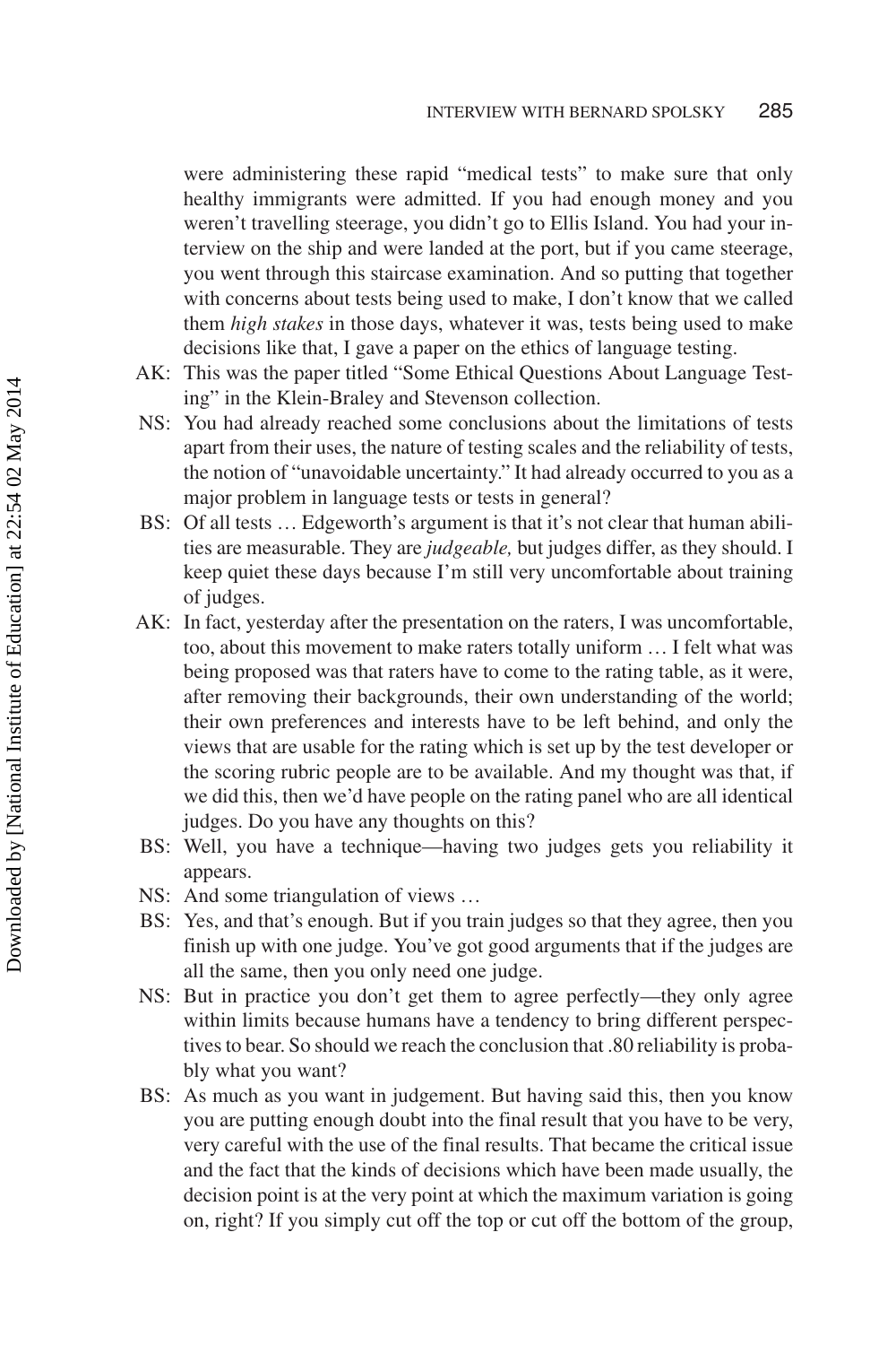were administering these rapid "medical tests" to make sure that only healthy immigrants were admitted. If you had enough money and you weren't travelling steerage, you didn't go to Ellis Island. You had your interview on the ship and were landed at the port, but if you came steerage, you went through this staircase examination. And so putting that together with concerns about tests being used to make, I don't know that we called them *high stakes* in those days, whatever it was, tests being used to make decisions like that, I gave a paper on the ethics of language testing.

AK: This was the paper titled "Some Ethical Questions About Language Testing" in the Klein-Braley and Stevenson collection.

NS: You had already reached some conclusions about the limitations of tests apart from their uses, the nature of testing scales and the reliability of tests, the notion of "unavoidable uncertainty." It had already occurred to you as a major problem in language tests or tests in general?

BS: Of all tests … Edgeworth's argument is that it's not clear that human abilities are measurable. They are *judgeable,* but judges differ, as they should. I keep quiet these days because I'm still very uncomfortable about training of judges.

AK: In fact, yesterday after the presentation on the raters, I was uncomfortable, too, about this movement to make raters totally uniform … I felt what was being proposed was that raters have to come to the rating table, as it were, after removing their backgrounds, their own understanding of the world; their own preferences and interests have to be left behind, and only the views that are usable for the rating which is set up by the test developer or the scoring rubric people are to be available. And my thought was that, if we did this, then we'd have people on the rating panel who are all identical judges. Do you have any thoughts on this?

BS: Well, you have a technique—having two judges gets you reliability it appears.

NS: And some triangulation of views …

BS: Yes, and that's enough. But if you train judges so that they agree, then you finish up with one judge. You've got good arguments that if the judges are all the same, then you only need one judge.

NS: But in practice you don't get them to agree perfectly—they only agree within limits because humans have a tendency to bring different perspectives to bear. So should we reach the conclusion that .80 reliability is probably what you want?

BS: As much as you want in judgement. But having said this, then you know you are putting enough doubt into the final result that you have to be very, very careful with the use of the final results. That became the critical issue and the fact that the kinds of decisions which have been made usually, the decision point is at the very point at which the maximum variation is going on, right? If you simply cut off the top or cut off the bottom of the group,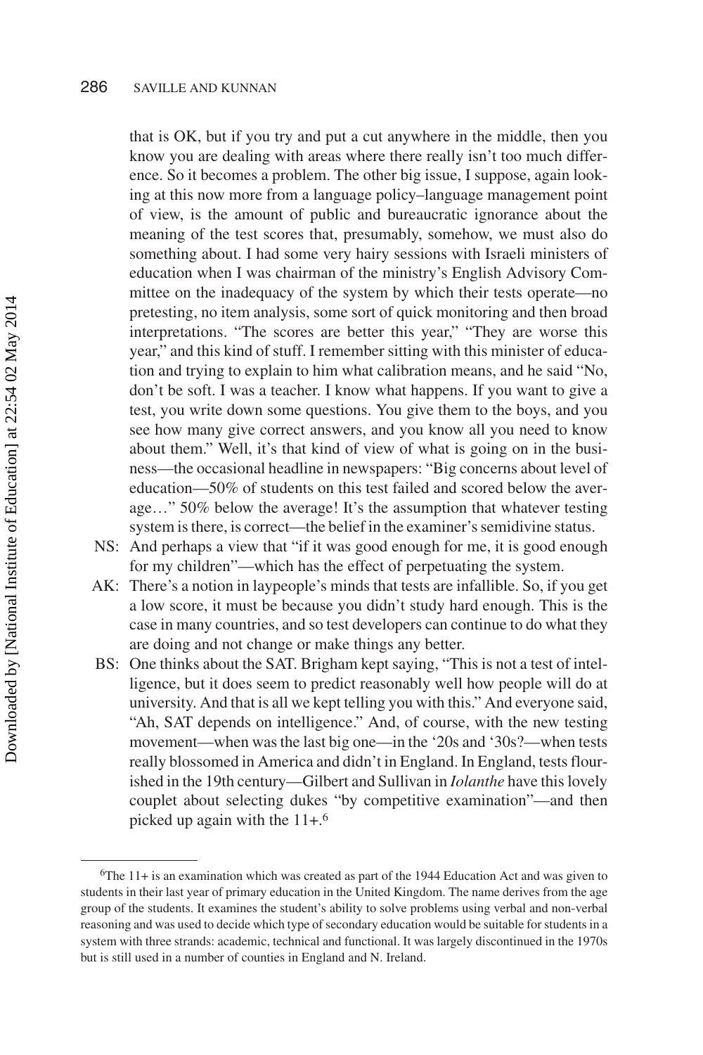that is OK, but if you try and put a cut anywhere in the middle, then you know you are dealing with areas where there really isn't too much difference. So it becomes a problem. The other big issue, I suppose, again looking at this now more from a language policy–language management point of view, is the amount of public and bureaucratic ignorance about the meaning of the test scores that, presumably, somehow, we must also do something about. I had some very hairy sessions with Israeli ministers of education when I was chairman of the ministry's English Advisory Committee on the inadequacy of the system by which their tests operate—no pretesting, no item analysis, some sort of quick monitoring and then broad interpretations. "The scores are better this year," "They are worse this year," and this kind of stuff. I remember sitting with this minister of education and trying to explain to him what calibration means, and he said "No, don't be soft. I was a teacher. I know what happens. If you want to give a test, you write down some questions. You give them to the boys, and you see how many give correct answers, and you know all you need to know about them." Well, it's that kind of view of what is going on in the business—the occasional headline in newspapers: "Big concerns about level of education—50% of students on this test failed and scored below the average…" 50% below the average! It's the assumption that whatever testing system is there, is correct—the belief in the examiner's semidivine status.

NS: And perhaps a view that "if it was good enough for me, it is good enough for my children"—which has the effect of perpetuating the system.

AK: There's a notion in laypeople's minds that tests are infallible. So, if you get a low score, it must be because you didn't study hard enough. This is the case in many countries, and so test developers can continue to do what they are doing and not change or make things any better.

BS: One thinks about the SAT. Brigham kept saying, "This is not a test of intelligence, but it does seem to predict reasonably well how people will do at university. And that is all we kept telling you with this." And everyone said, "Ah, SAT depends on intelligence." And, of course, with the new testing movement—when was the last big one—in the '20s and '30s?—when tests really blossomed in America and didn't in England. In England, tests flourished in the 19th century—Gilbert and Sullivan in *Iolanthe* have this lovely couplet about selecting dukes "by competitive examination"—and then picked up again with the 11+.[6]

---

[6]The 11+ is an examination which was created as part of the 1944 Education Act and was given to students in their last year of primary education in the United Kingdom. The name derives from the age group of the students. It examines the student's ability to solve problems using verbal and non-verbal reasoning and was used to decide which type of secondary education would be suitable for students in a system with three strands: academic, technical and functional. It was largely discontinued in the 1970s but is still used in a number of counties in England and N. Ireland.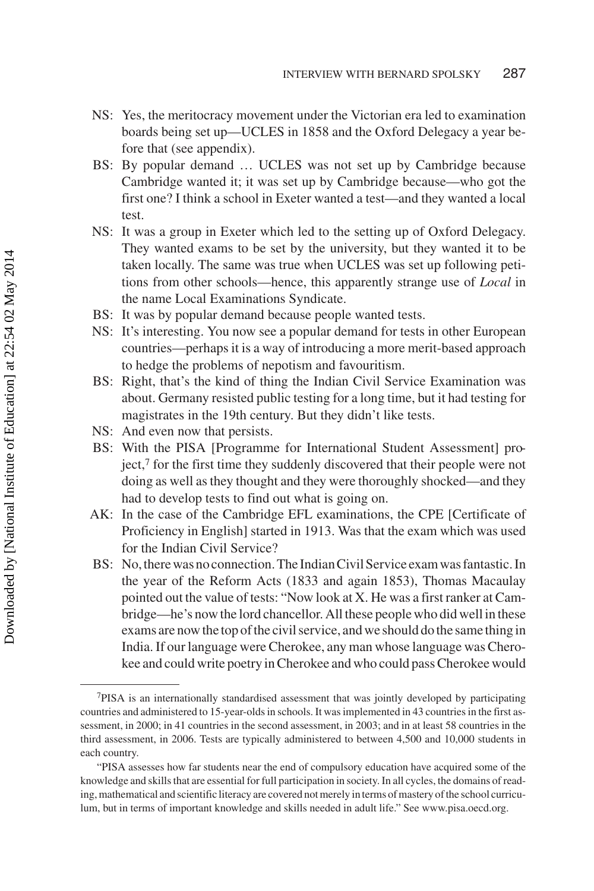NS: Yes, the meritocracy movement under the Victorian era led to examination boards being set up—UCLES in 1858 and the Oxford Delegacy a year before that (see appendix).

BS: By popular demand … UCLES was not set up by Cambridge because Cambridge wanted it; it was set up by Cambridge because—who got the first one? I think a school in Exeter wanted a test—and they wanted a local test.

NS: It was a group in Exeter which led to the setting up of Oxford Delegacy. They wanted exams to be set by the university, but they wanted it to be taken locally. The same was true when UCLES was set up following petitions from other schools—hence, this apparently strange use of *Local* in the name Local Examinations Syndicate.

BS: It was by popular demand because people wanted tests.

NS: It's interesting. You now see a popular demand for tests in other European countries—perhaps it is a way of introducing a more merit-based approach to hedge the problems of nepotism and favouritism.

BS: Right, that's the kind of thing the Indian Civil Service Examination was about. Germany resisted public testing for a long time, but it had testing for magistrates in the 19th century. But they didn't like tests.

NS: And even now that persists.

BS: With the PISA [Programme for International Student Assessment] project,[7] for the first time they suddenly discovered that their people were not doing as well as they thought and they were thoroughly shocked—and they had to develop tests to find out what is going on.

AK: In the case of the Cambridge EFL examinations, the CPE [Certificate of Proficiency in English] started in 1913. Was that the exam which was used for the Indian Civil Service?

BS: No, there was no connection. The Indian Civil Service exam was fantastic. In the year of the Reform Acts (1833 and again 1853), Thomas Macaulay pointed out the value of tests: "Now look at X. He was a first ranker at Cambridge—he's now the lord chancellor. All these people who did well in these exams are now the top of the civil service, and we should do the same thing in India. If our language were Cherokee, any man whose language was Cherokee and could write poetry in Cherokee and who could pass Cherokee would

---

[7]PISA is an internationally standardised assessment that was jointly developed by participating countries and administered to 15-year-olds in schools. It was implemented in 43 countries in the first assessment, in 2000; in 41 countries in the second assessment, in 2003; and in at least 58 countries in the third assessment, in 2006. Tests are typically administered to between 4,500 and 10,000 students in each country.

"PISA assesses how far students near the end of compulsory education have acquired some of the knowledge and skills that are essential for full participation in society. In all cycles, the domains of reading, mathematical and scientific literacy are covered not merely in terms of mastery of the school curriculum, but in terms of important knowledge and skills needed in adult life." See www.pisa.oecd.org.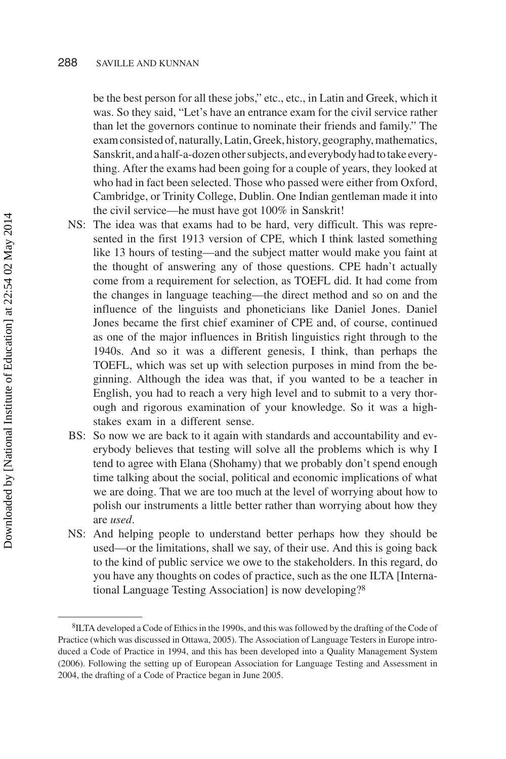be the best person for all these jobs," etc., etc., in Latin and Greek, which it was. So they said, "Let's have an entrance exam for the civil service rather than let the governors continue to nominate their friends and family." The exam consisted of, naturally, Latin, Greek, history, geography, mathematics, Sanskrit, and a half-a-dozen other subjects, and everybody had to take everything. After the exams had been going for a couple of years, they looked at who had in fact been selected. Those who passed were either from Oxford, Cambridge, or Trinity College, Dublin. One Indian gentleman made it into the civil service—he must have got 100% in Sanskrit!

NS: The idea was that exams had to be hard, very difficult. This was represented in the first 1913 version of CPE, which I think lasted something like 13 hours of testing—and the subject matter would make you faint at the thought of answering any of those questions. CPE hadn't actually come from a requirement for selection, as TOEFL did. It had come from the changes in language teaching—the direct method and so on and the influence of the linguists and phoneticians like Daniel Jones. Daniel Jones became the first chief examiner of CPE and, of course, continued as one of the major influences in British linguistics right through to the 1940s. And so it was a different genesis, I think, than perhaps the TOEFL, which was set up with selection purposes in mind from the beginning. Although the idea was that, if you wanted to be a teacher in English, you had to reach a very high level and to submit to a very thorough and rigorous examination of your knowledge. So it was a high-stakes exam in a different sense.

BS: So now we are back to it again with standards and accountability and everybody believes that testing will solve all the problems which is why I tend to agree with Elana (Shohamy) that we probably don't spend enough time talking about the social, political and economic implications of what we are doing. That we are too much at the level of worrying about how to polish our instruments a little better rather than worrying about how they are *used*.

NS: And helping people to understand better perhaps how they should be used—or the limitations, shall we say, of their use. And this is going back to the kind of public service we owe to the stakeholders. In this regard, do you have any thoughts on codes of practice, such as the one ILTA [International Language Testing Association] is now developing?[8]

---

[8]ILTA developed a Code of Ethics in the 1990s, and this was followed by the drafting of the Code of Practice (which was discussed in Ottawa, 2005). The Association of Language Testers in Europe introduced a Code of Practice in 1994, and this has been developed into a Quality Management System (2006). Following the setting up of European Association for Language Testing and Assessment in 2004, the drafting of a Code of Practice began in June 2005.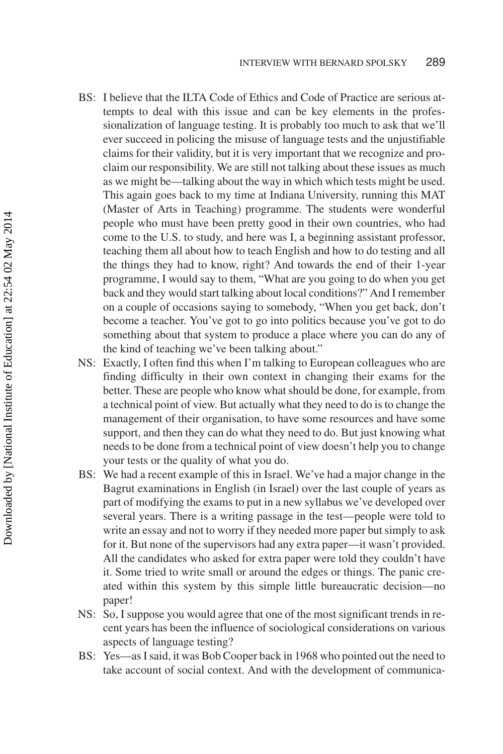BS: I believe that the ILTA Code of Ethics and Code of Practice are serious attempts to deal with this issue and can be key elements in the professionalization of language testing. It is probably too much to ask that we'll ever succeed in policing the misuse of language tests and the unjustifiable claims for their validity, but it is very important that we recognize and proclaim our responsibility. We are still not talking about these issues as much as we might be—talking about the way in which which tests might be used. This again goes back to my time at Indiana University, running this MAT (Master of Arts in Teaching) programme. The students were wonderful people who must have been pretty good in their own countries, who had come to the U.S. to study, and here was I, a beginning assistant professor, teaching them all about how to teach English and how to do testing and all the things they had to know, right? And towards the end of their 1-year programme, I would say to them, "What are you going to do when you get back and they would start talking about local conditions?" And I remember on a couple of occasions saying to somebody, "When you get back, don't become a teacher. You've got to go into politics because you've got to do something about that system to produce a place where you can do any of the kind of teaching we've been talking about."

NS: Exactly, I often find this when I'm talking to European colleagues who are finding difficulty in their own context in changing their exams for the better. These are people who know what should be done, for example, from a technical point of view. But actually what they need to do is to change the management of their organisation, to have some resources and have some support, and then they can do what they need to do. But just knowing what needs to be done from a technical point of view doesn't help you to change your tests or the quality of what you do.

BS: We had a recent example of this in Israel. We've had a major change in the Bagrut examinations in English (in Israel) over the last couple of years as part of modifying the exams to put in a new syllabus we've developed over several years. There is a writing passage in the test—people were told to write an essay and not to worry if they needed more paper but simply to ask for it. But none of the supervisors had any extra paper—it wasn't provided. All the candidates who asked for extra paper were told they couldn't have it. Some tried to write small or around the edges or things. The panic created within this system by this simple little bureaucratic decision—no paper!

NS: So, I suppose you would agree that one of the most significant trends in recent years has been the influence of sociological considerations on various aspects of language testing?

BS: Yes—as I said, it was Bob Cooper back in 1968 who pointed out the need to take account of social context. And with the development of communica-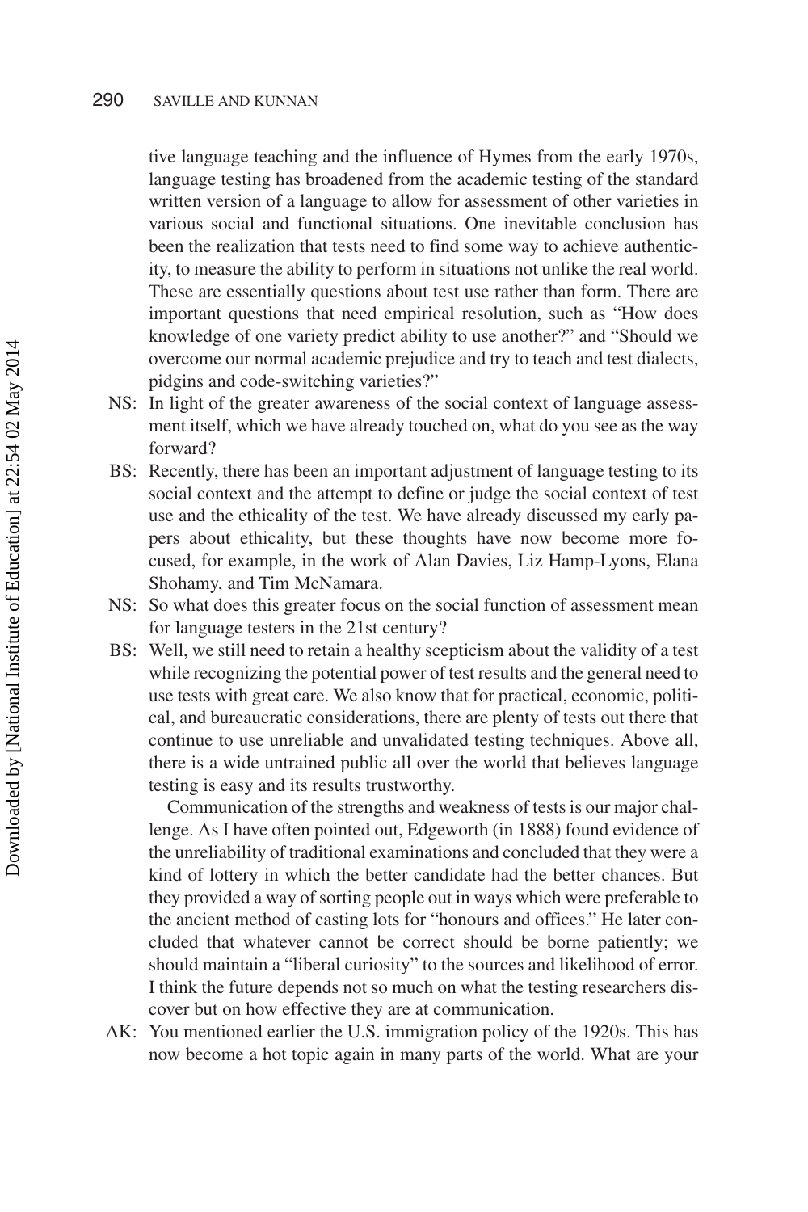tive language teaching and the influence of Hymes from the early 1970s, language testing has broadened from the academic testing of the standard written version of a language to allow for assessment of other varieties in various social and functional situations. One inevitable conclusion has been the realization that tests need to find some way to achieve authenticity, to measure the ability to perform in situations not unlike the real world. These are essentially questions about test use rather than form. There are important questions that need empirical resolution, such as "How does knowledge of one variety predict ability to use another?" and "Should we overcome our normal academic prejudice and try to teach and test dialects, pidgins and code-switching varieties?"

NS: In light of the greater awareness of the social context of language assessment itself, which we have already touched on, what do you see as the way forward?

BS: Recently, there has been an important adjustment of language testing to its social context and the attempt to define or judge the social context of test use and the ethicality of the test. We have already discussed my early papers about ethicality, but these thoughts have now become more focused, for example, in the work of Alan Davies, Liz Hamp-Lyons, Elana Shohamy, and Tim McNamara.

NS: So what does this greater focus on the social function of assessment mean for language testers in the 21st century?

BS: Well, we still need to retain a healthy scepticism about the validity of a test while recognizing the potential power of test results and the general need to use tests with great care. We also know that for practical, economic, political, and bureaucratic considerations, there are plenty of tests out there that continue to use unreliable and unvalidated testing techniques. Above all, there is a wide untrained public all over the world that believes language testing is easy and its results trustworthy.

Communication of the strengths and weakness of tests is our major challenge. As I have often pointed out, Edgeworth (in 1888) found evidence of the unreliability of traditional examinations and concluded that they were a kind of lottery in which the better candidate had the better chances. But they provided a way of sorting people out in ways which were preferable to the ancient method of casting lots for "honours and offices." He later concluded that whatever cannot be correct should be borne patiently; we should maintain a "liberal curiosity" to the sources and likelihood of error. I think the future depends not so much on what the testing researchers discover but on how effective they are at communication.

AK: You mentioned earlier the U.S. immigration policy of the 1920s. This has now become a hot topic again in many parts of the world. What are your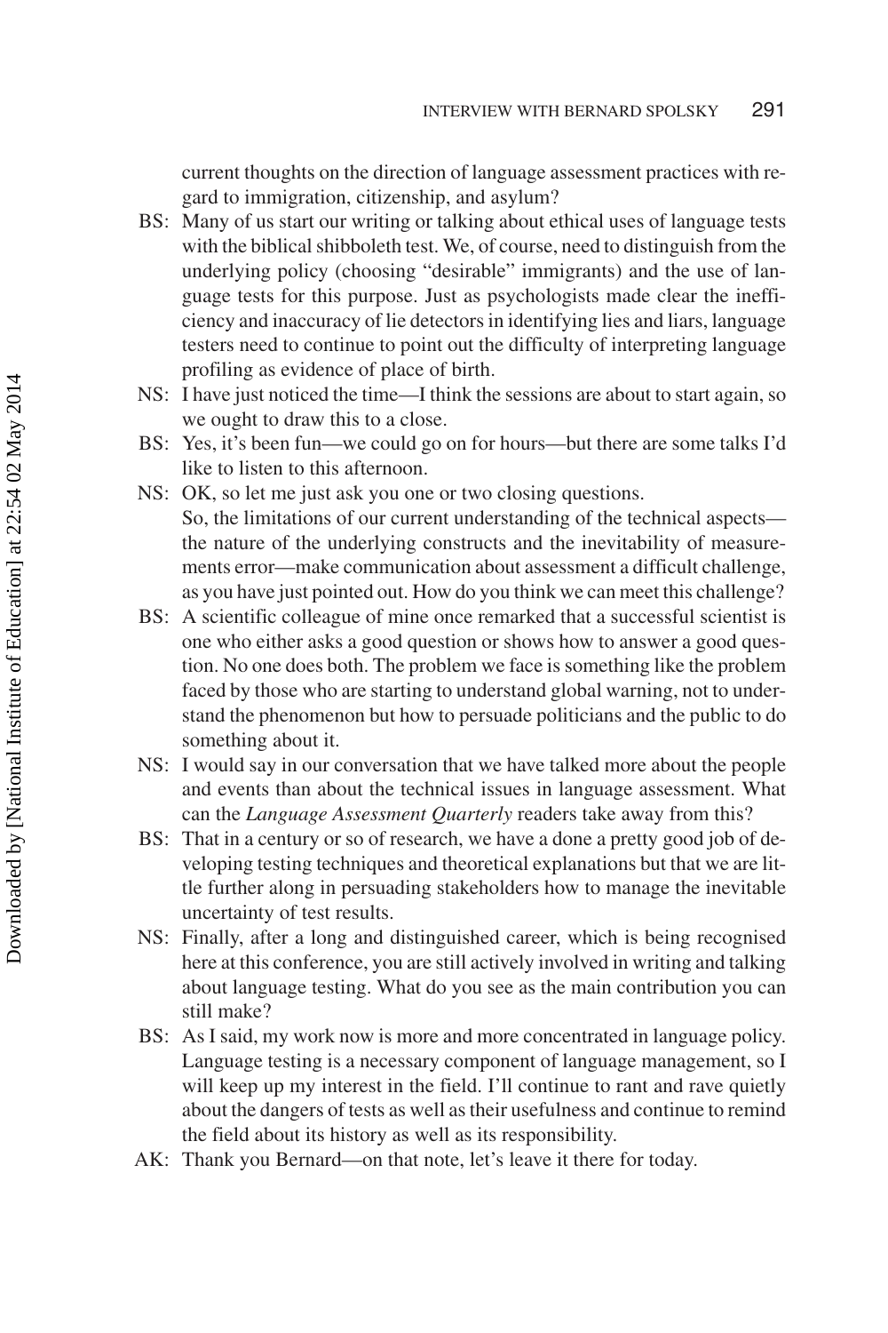current thoughts on the direction of language assessment practices with regard to immigration, citizenship, and asylum?

BS: Many of us start our writing or talking about ethical uses of language tests with the biblical shibboleth test. We, of course, need to distinguish from the underlying policy (choosing "desirable" immigrants) and the use of language tests for this purpose. Just as psychologists made clear the inefficiency and inaccuracy of lie detectors in identifying lies and liars, language testers need to continue to point out the difficulty of interpreting language profiling as evidence of place of birth.

NS: I have just noticed the time—I think the sessions are about to start again, so we ought to draw this to a close.

BS: Yes, it's been fun—we could go on for hours—but there are some talks I'd like to listen to this afternoon.

NS: OK, so let me just ask you one or two closing questions.
So, the limitations of our current understanding of the technical aspects—the nature of the underlying constructs and the inevitability of measurements error—make communication about assessment a difficult challenge, as you have just pointed out. How do you think we can meet this challenge?

BS: A scientific colleague of mine once remarked that a successful scientist is one who either asks a good question or shows how to answer a good question. No one does both. The problem we face is something like the problem faced by those who are starting to understand global warning, not to understand the phenomenon but how to persuade politicians and the public to do something about it.

NS: I would say in our conversation that we have talked more about the people and events than about the technical issues in language assessment. What can the *Language Assessment Quarterly* readers take away from this?

BS: That in a century or so of research, we have a done a pretty good job of developing testing techniques and theoretical explanations but that we are little further along in persuading stakeholders how to manage the inevitable uncertainty of test results.

NS: Finally, after a long and distinguished career, which is being recognised here at this conference, you are still actively involved in writing and talking about language testing. What do you see as the main contribution you can still make?

BS: As I said, my work now is more and more concentrated in language policy. Language testing is a necessary component of language management, so I will keep up my interest in the field. I'll continue to rant and rave quietly about the dangers of tests as well as their usefulness and continue to remind the field about its history as well as its responsibility.

AK: Thank you Bernard—on that note, let's leave it there for today.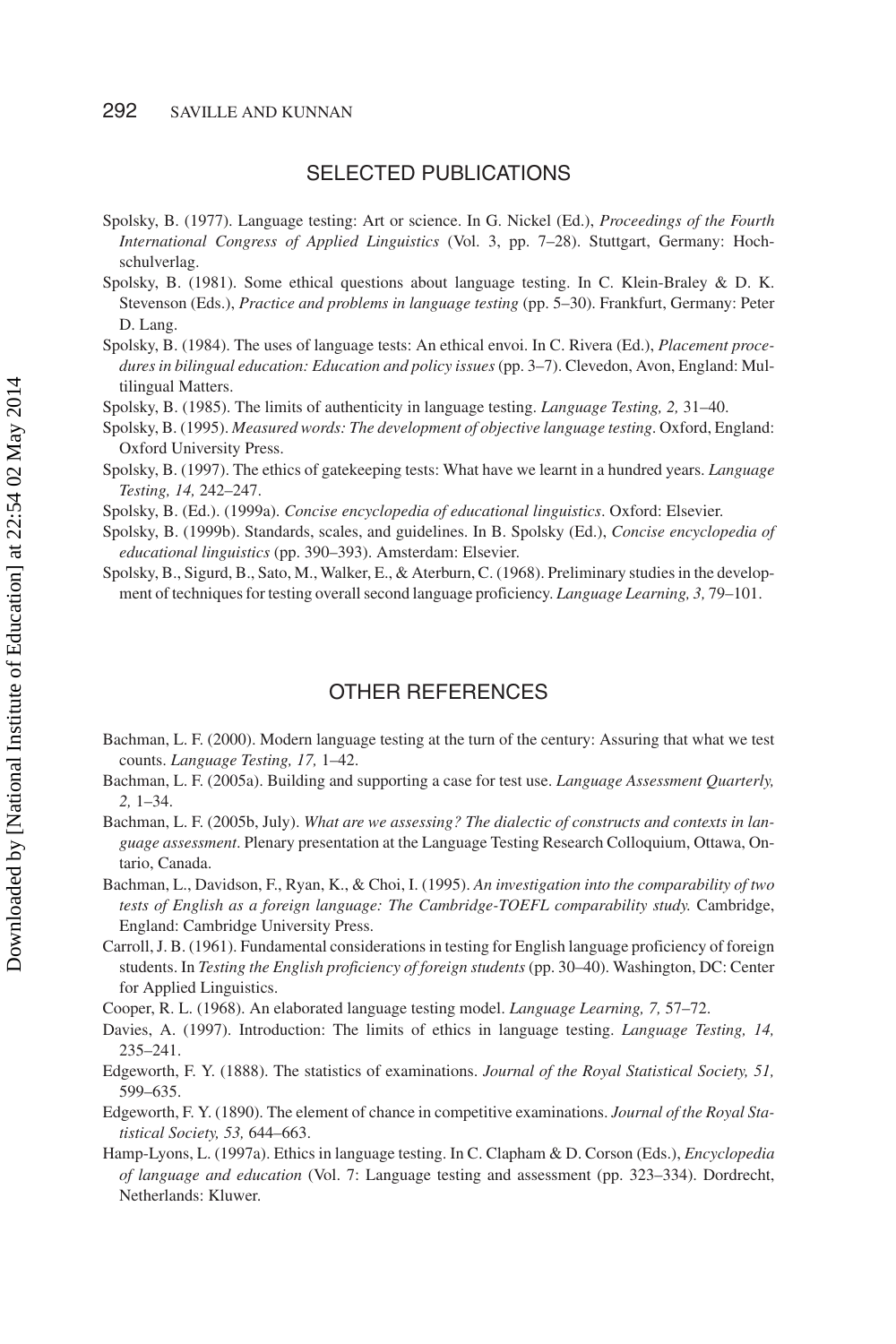## SELECTED PUBLICATIONS

Spolsky, B. (1977). Language testing: Art or science. In G. Nickel (Ed.), *Proceedings of the Fourth International Congress of Applied Linguistics* (Vol. 3, pp. 7–28). Stuttgart, Germany: Hochschulverlag.

Spolsky, B. (1981). Some ethical questions about language testing. In C. Klein-Braley & D. K. Stevenson (Eds.), *Practice and problems in language testing* (pp. 5–30). Frankfurt, Germany: Peter D. Lang.

Spolsky, B. (1984). The uses of language tests: An ethical envoi. In C. Rivera (Ed.), *Placement procedures in bilingual education: Education and policy issues* (pp. 3–7). Clevedon, Avon, England: Multilingual Matters.

Spolsky, B. (1985). The limits of authenticity in language testing. *Language Testing, 2,* 31–40.

Spolsky, B. (1995). *Measured words: The development of objective language testing*. Oxford, England: Oxford University Press.

Spolsky, B. (1997). The ethics of gatekeeping tests: What have we learnt in a hundred years. *Language Testing, 14,* 242–247.

Spolsky, B. (Ed.). (1999a). *Concise encyclopedia of educational linguistics*. Oxford: Elsevier.

Spolsky, B. (1999b). Standards, scales, and guidelines. In B. Spolsky (Ed.), *Concise encyclopedia of educational linguistics* (pp. 390–393). Amsterdam: Elsevier.

Spolsky, B., Sigurd, B., Sato, M., Walker, E., & Aterburn, C. (1968). Preliminary studies in the development of techniques for testing overall second language proficiency. *Language Learning, 3,* 79–101.

## OTHER REFERENCES

Bachman, L. F. (2000). Modern language testing at the turn of the century: Assuring that what we test counts. *Language Testing, 17,* 1–42.

Bachman, L. F. (2005a). Building and supporting a case for test use. *Language Assessment Quarterly, 2,* 1–34.

Bachman, L. F. (2005b, July). *What are we assessing? The dialectic of constructs and contexts in language assessment*. Plenary presentation at the Language Testing Research Colloquium, Ottawa, Ontario, Canada.

Bachman, L., Davidson, F., Ryan, K., & Choi, I. (1995). *An investigation into the comparability of two tests of English as a foreign language: The Cambridge-TOEFL comparability study.* Cambridge, England: Cambridge University Press.

Carroll, J. B. (1961). Fundamental considerations in testing for English language proficiency of foreign students. In *Testing the English proficiency of foreign students* (pp. 30–40). Washington, DC: Center for Applied Linguistics.

Cooper, R. L. (1968). An elaborated language testing model. *Language Learning, 7,* 57–72.

Davies, A. (1997). Introduction: The limits of ethics in language testing. *Language Testing, 14,* 235–241.

Edgeworth, F. Y. (1888). The statistics of examinations. *Journal of the Royal Statistical Society, 51,* 599–635.

Edgeworth, F. Y. (1890). The element of chance in competitive examinations. *Journal of the Royal Statistical Society, 53,* 644–663.

Hamp-Lyons, L. (1997a). Ethics in language testing. In C. Clapham & D. Corson (Eds.), *Encyclopedia of language and education* (Vol. 7: Language testing and assessment (pp. 323–334). Dordrecht, Netherlands: Kluwer.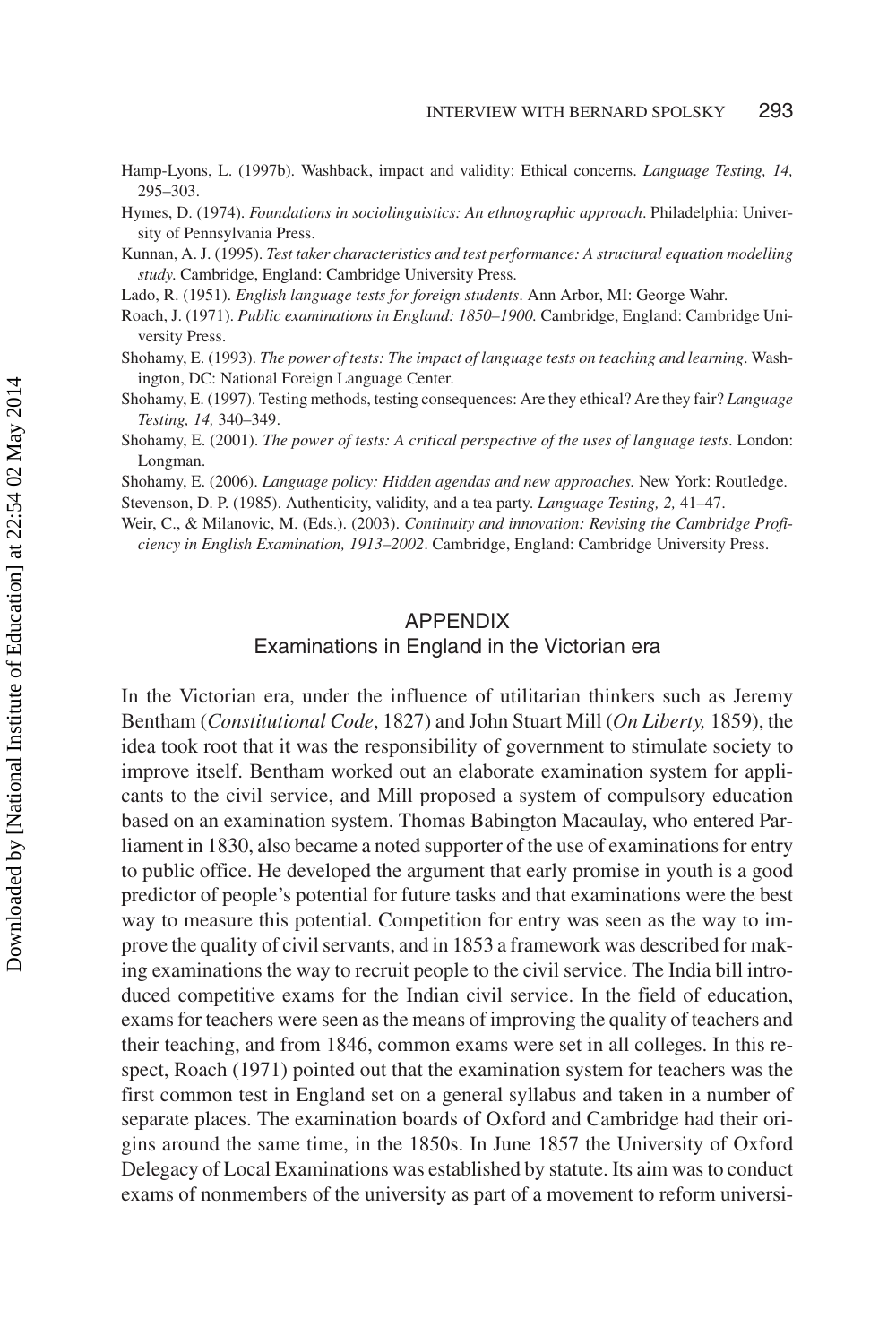Hamp-Lyons, L. (1997b). Washback, impact and validity: Ethical concerns. *Language Testing, 14,* 295–303.

Hymes, D. (1974). *Foundations in sociolinguistics: An ethnographic approach*. Philadelphia: University of Pennsylvania Press.

Kunnan, A. J. (1995). *Test taker characteristics and test performance: A structural equation modelling study.* Cambridge, England: Cambridge University Press.

Lado, R. (1951). *English language tests for foreign students*. Ann Arbor, MI: George Wahr.

Roach, J. (1971). *Public examinations in England: 1850–1900.* Cambridge, England: Cambridge University Press.

Shohamy, E. (1993). *The power of tests: The impact of language tests on teaching and learning*. Washington, DC: National Foreign Language Center.

Shohamy, E. (1997). Testing methods, testing consequences: Are they ethical? Are they fair? *Language Testing, 14,* 340–349.

Shohamy, E. (2001). *The power of tests: A critical perspective of the uses of language tests*. London: Longman.

Shohamy, E. (2006). *Language policy: Hidden agendas and new approaches.* New York: Routledge.

Stevenson, D. P. (1985). Authenticity, validity, and a tea party. *Language Testing, 2,* 41–47.

Weir, C., & Milanovic, M. (Eds.). (2003). *Continuity and innovation: Revising the Cambridge Proficiency in English Examination, 1913–2002*. Cambridge, England: Cambridge University Press.

## APPENDIX
### Examinations in England in the Victorian era

In the Victorian era, under the influence of utilitarian thinkers such as Jeremy Bentham (*Constitutional Code*, 1827) and John Stuart Mill (*On Liberty,* 1859), the idea took root that it was the responsibility of government to stimulate society to improve itself. Bentham worked out an elaborate examination system for applicants to the civil service, and Mill proposed a system of compulsory education based on an examination system. Thomas Babington Macaulay, who entered Parliament in 1830, also became a noted supporter of the use of examinations for entry to public office. He developed the argument that early promise in youth is a good predictor of people's potential for future tasks and that examinations were the best way to measure this potential. Competition for entry was seen as the way to improve the quality of civil servants, and in 1853 a framework was described for making examinations the way to recruit people to the civil service. The India bill introduced competitive exams for the Indian civil service. In the field of education, exams for teachers were seen as the means of improving the quality of teachers and their teaching, and from 1846, common exams were set in all colleges. In this respect, Roach (1971) pointed out that the examination system for teachers was the first common test in England set on a general syllabus and taken in a number of separate places. The examination boards of Oxford and Cambridge had their origins around the same time, in the 1850s. In June 1857 the University of Oxford Delegacy of Local Examinations was established by statute. Its aim was to conduct exams of nonmembers of the university as part of a movement to reform universi-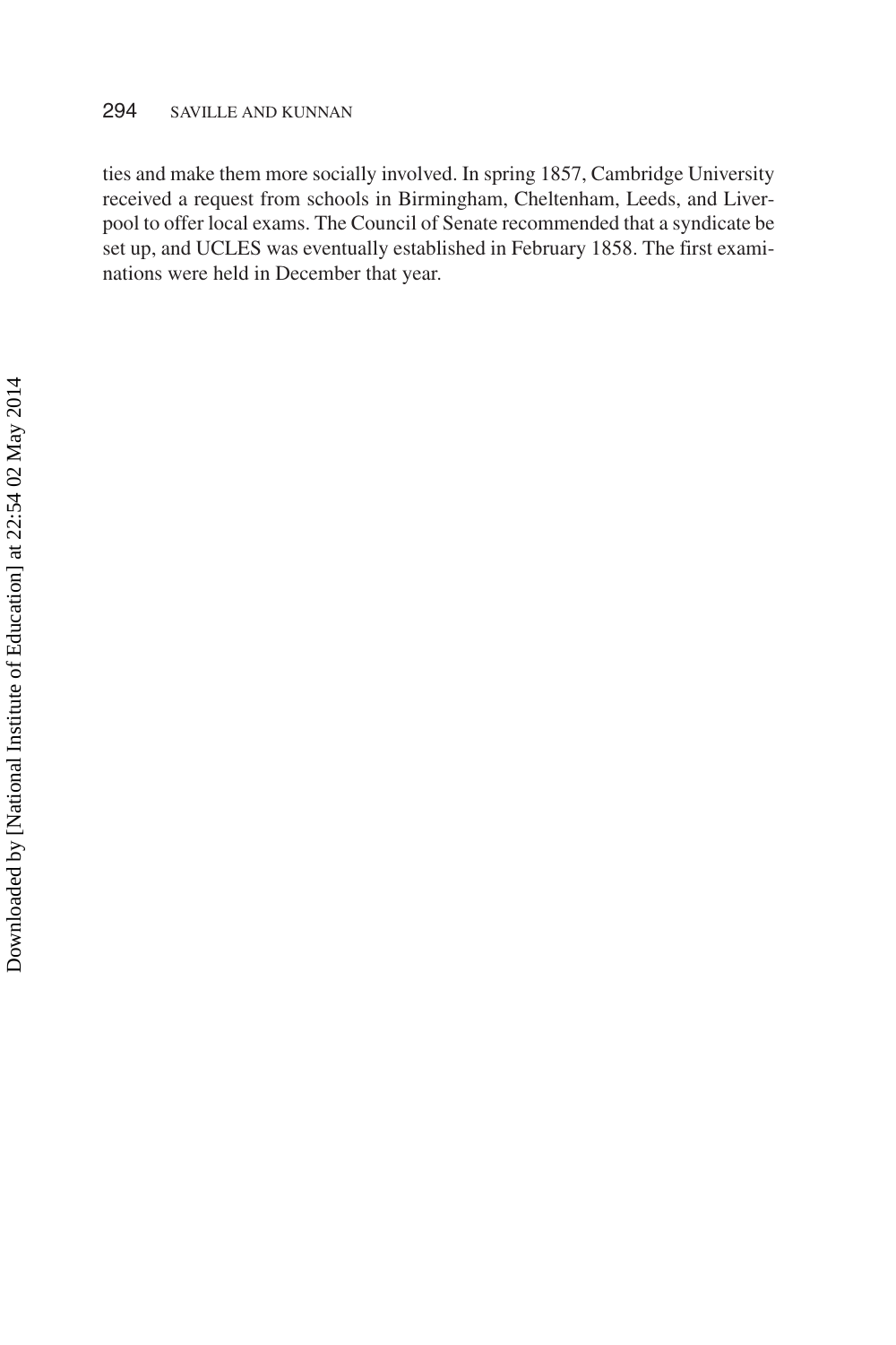ties and make them more socially involved. In spring 1857, Cambridge University received a request from schools in Birmingham, Cheltenham, Leeds, and Liverpool to offer local exams. The Council of Senate recommended that a syndicate be set up, and UCLES was eventually established in February 1858. The first examinations were held in December that year.